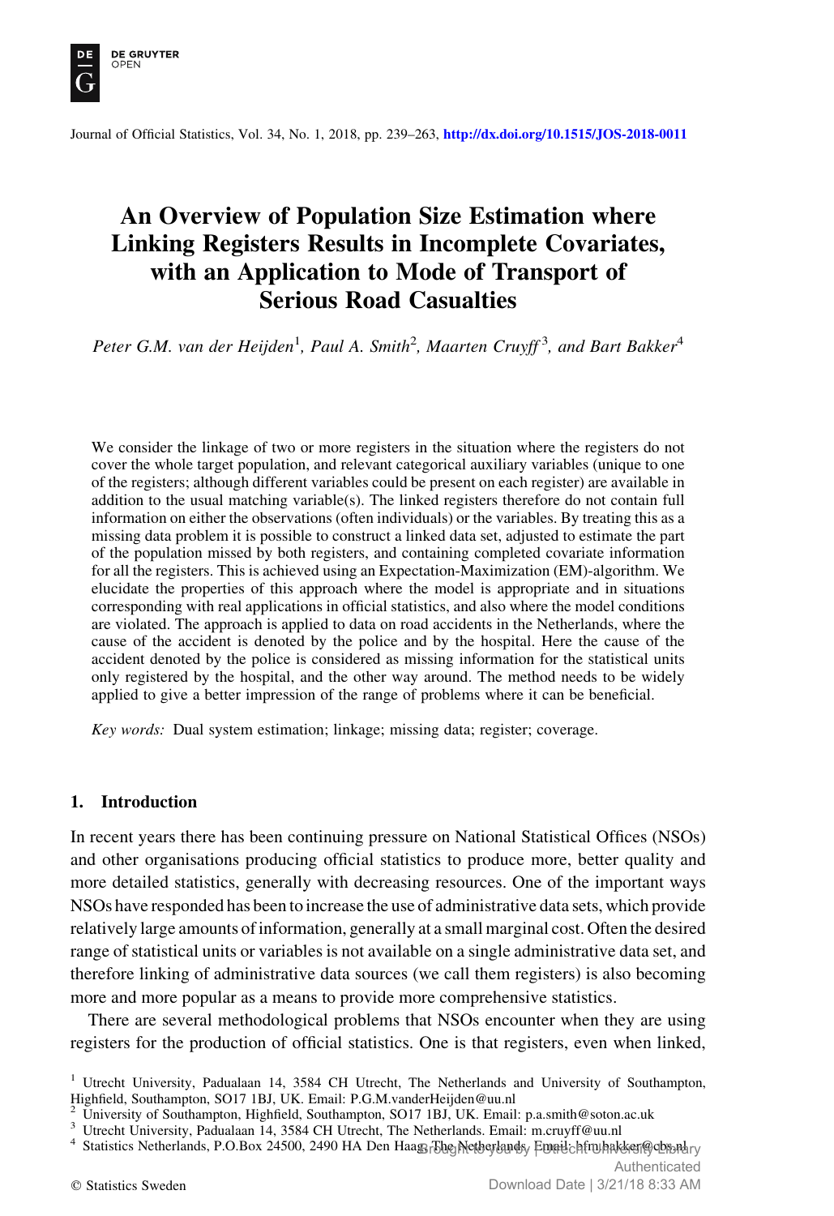Journal of Official Statistics, Vol. 34, No. 1, 2018, pp. 239–263, http://dx.doi.org/10.1515/JOS-2018-0011

# An Overview of Population Size Estimation where Linking Registers Results in Incomplete Covariates, with an Application to Mode of Transport of Serious Road Casualties

*Peter G.M. van der Heijden*[1], *Paul A. Smith*[2], *Maarten Cruyff*[3], *and Bart Bakker*[4]

We consider the linkage of two or more registers in the situation where the registers do not cover the whole target population, and relevant categorical auxiliary variables (unique to one of the registers; although different variables could be present on each register) are available in addition to the usual matching variable(s). The linked registers therefore do not contain full information on either the observations (often individuals) or the variables. By treating this as a missing data problem it is possible to construct a linked data set, adjusted to estimate the part of the population missed by both registers, and containing completed covariate information for all the registers. This is achieved using an Expectation-Maximization (EM)-algorithm. We elucidate the properties of this approach where the model is appropriate and in situations corresponding with real applications in official statistics, and also where the model conditions are violated. The approach is applied to data on road accidents in the Netherlands, where the cause of the accident is denoted by the police and by the hospital. Here the cause of the accident denoted by the police is considered as missing information for the statistical units only registered by the hospital, and the other way around. The method needs to be widely applied to give a better impression of the range of problems where it can be beneficial.

*Key words:* Dual system estimation; linkage; missing data; register; coverage.

## 1. Introduction

In recent years there has been continuing pressure on National Statistical Offices (NSOs) and other organisations producing official statistics to produce more, better quality and more detailed statistics, generally with decreasing resources. One of the important ways NSOs have responded has been to increase the use of administrative data sets, which provide relatively large amounts of information, generally at a small marginal cost. Often the desired range of statistical units or variables is not available on a single administrative data set, and therefore linking of administrative data sources (we call them registers) is also becoming more and more popular as a means to provide more comprehensive statistics.

There are several methodological problems that NSOs encounter when they are using registers for the production of official statistics. One is that registers, even when linked,

[1] Utrecht University, Padualaan 14, 3584 CH Utrecht, The Netherlands and University of Southampton, Highfield, Southampton, SO17 1BJ, UK. Email: P.G.M.vanderHeijden@uu.nl
[2] University of Southampton, Highfield, Southampton, SO17 1BJ, UK. Email: p.a.smith@soton.ac.uk
[3] Utrecht University, Padualaan 14, 3584 CH Utrecht, The Netherlands. Email: m.cruyff@uu.nl
[4] Statistics Netherlands, P.O.Box 24500, 2490 HA Den Haag, The Netherlands. Email: bfm.bakker@cbs.nl

© Statistics Sweden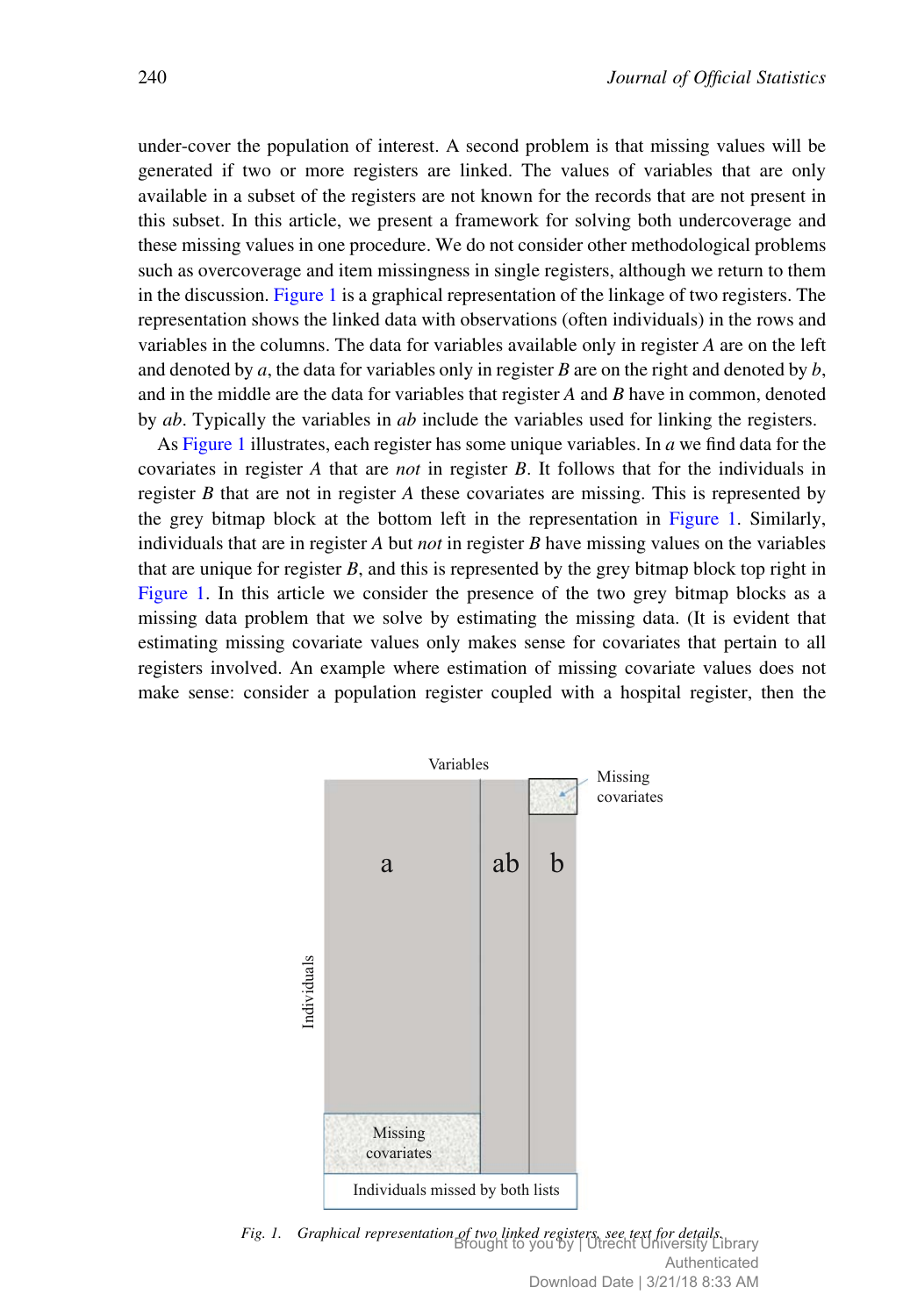under-cover the population of interest. A second problem is that missing values will be generated if two or more registers are linked. The values of variables that are only available in a subset of the registers are not known for the records that are not present in this subset. In this article, we present a framework for solving both undercoverage and these missing values in one procedure. We do not consider other methodological problems such as overcoverage and item missingness in single registers, although we return to them in the discussion. Figure 1 is a graphical representation of the linkage of two registers. The representation shows the linked data with observations (often individuals) in the rows and variables in the columns. The data for variables available only in register *A* are on the left and denoted by *a*, the data for variables only in register *B* are on the right and denoted by *b*, and in the middle are the data for variables that register *A* and *B* have in common, denoted by *ab*. Typically the variables in *ab* include the variables used for linking the registers.

As Figure 1 illustrates, each register has some unique variables. In *a* we find data for the covariates in register *A* that are *not* in register *B*. It follows that for the individuals in register *B* that are not in register *A* these covariates are missing. This is represented by the grey bitmap block at the bottom left in the representation in Figure 1. Similarly, individuals that are in register *A* but *not* in register *B* have missing values on the variables that are unique for register *B*, and this is represented by the grey bitmap block top right in Figure 1. In this article we consider the presence of the two grey bitmap blocks as a missing data problem that we solve by estimating the missing data. (It is evident that estimating missing covariate values only makes sense for covariates that pertain to all registers involved. An example where estimation of missing covariate values does not make sense: consider a population register coupled with a hospital register, then the

Variables | a | ab | b | Missing covariates | Individuals | Missing covariates | Individuals missed by both lists

*Fig. 1. Graphical representation of two linked registers, see text for details.*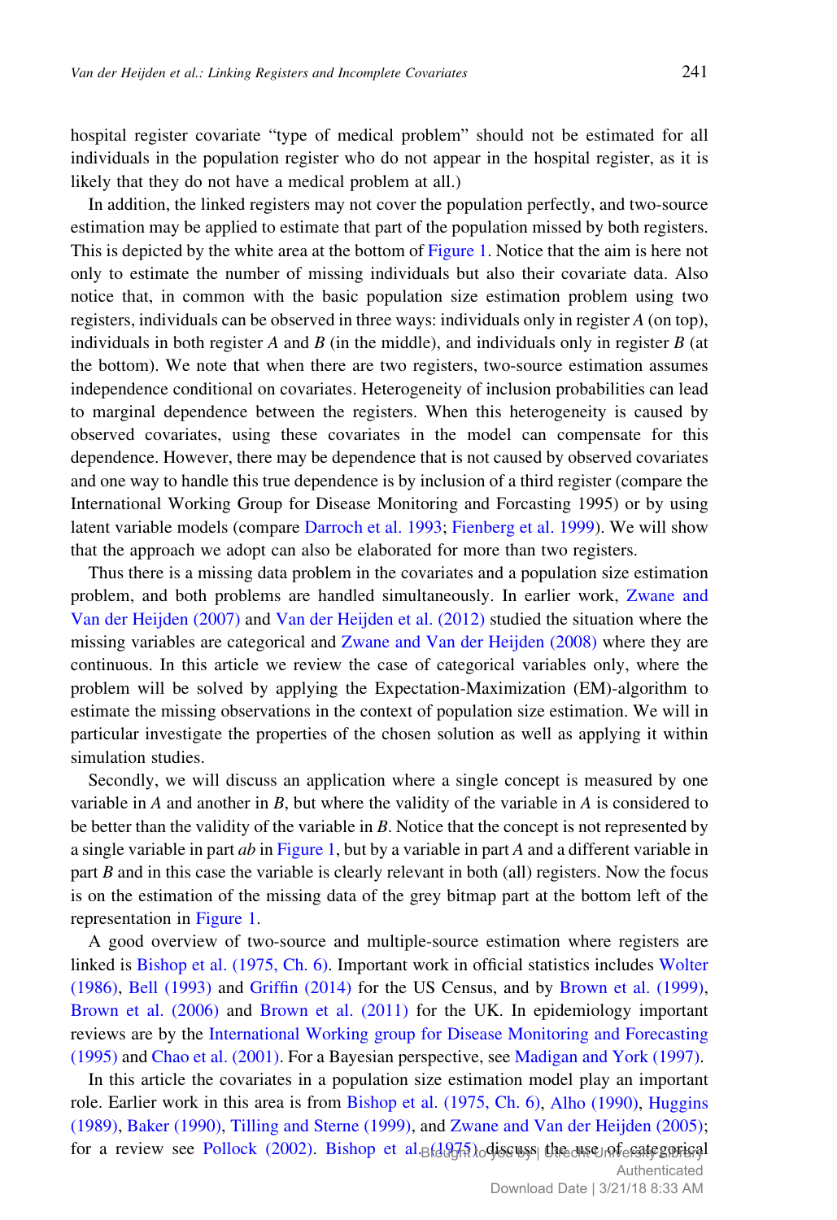hospital register covariate "type of medical problem" should not be estimated for all individuals in the population register who do not appear in the hospital register, as it is likely that they do not have a medical problem at all.)

In addition, the linked registers may not cover the population perfectly, and two-source estimation may be applied to estimate that part of the population missed by both registers. This is depicted by the white area at the bottom of Figure 1. Notice that the aim is here not only to estimate the number of missing individuals but also their covariate data. Also notice that, in common with the basic population size estimation problem using two registers, individuals can be observed in three ways: individuals only in register *A* (on top), individuals in both register *A* and *B* (in the middle), and individuals only in register *B* (at the bottom). We note that when there are two registers, two-source estimation assumes independence conditional on covariates. Heterogeneity of inclusion probabilities can lead to marginal dependence between the registers. When this heterogeneity is caused by observed covariates, using these covariates in the model can compensate for this dependence. However, there may be dependence that is not caused by observed covariates and one way to handle this true dependence is by inclusion of a third register (compare the International Working Group for Disease Monitoring and Forcasting 1995) or by using latent variable models (compare Darroch et al. 1993; Fienberg et al. 1999). We will show that the approach we adopt can also be elaborated for more than two registers.

Thus there is a missing data problem in the covariates and a population size estimation problem, and both problems are handled simultaneously. In earlier work, Zwane and Van der Heijden (2007) and Van der Heijden et al. (2012) studied the situation where the missing variables are categorical and Zwane and Van der Heijden (2008) where they are continuous. In this article we review the case of categorical variables only, where the problem will be solved by applying the Expectation-Maximization (EM)-algorithm to estimate the missing observations in the context of population size estimation. We will in particular investigate the properties of the chosen solution as well as applying it within simulation studies.

Secondly, we will discuss an application where a single concept is measured by one variable in *A* and another in *B*, but where the validity of the variable in *A* is considered to be better than the validity of the variable in *B*. Notice that the concept is not represented by a single variable in part *ab* in Figure 1, but by a variable in part *A* and a different variable in part *B* and in this case the variable is clearly relevant in both (all) registers. Now the focus is on the estimation of the missing data of the grey bitmap part at the bottom left of the representation in Figure 1.

A good overview of two-source and multiple-source estimation where registers are linked is Bishop et al. (1975, Ch. 6). Important work in official statistics includes Wolter (1986), Bell (1993) and Griffin (2014) for the US Census, and by Brown et al. (1999), Brown et al. (2006) and Brown et al. (2011) for the UK. In epidemiology important reviews are by the International Working group for Disease Monitoring and Forecasting (1995) and Chao et al. (2001). For a Bayesian perspective, see Madigan and York (1997).

In this article the covariates in a population size estimation model play an important role. Earlier work in this area is from Bishop et al. (1975, Ch. 6), Alho (1990), Huggins (1989), Baker (1990), Tilling and Sterne (1999), and Zwane and Van der Heijden (2005); for a review see Pollock (2002). Bishop et al. (1975) discuss the use of categorical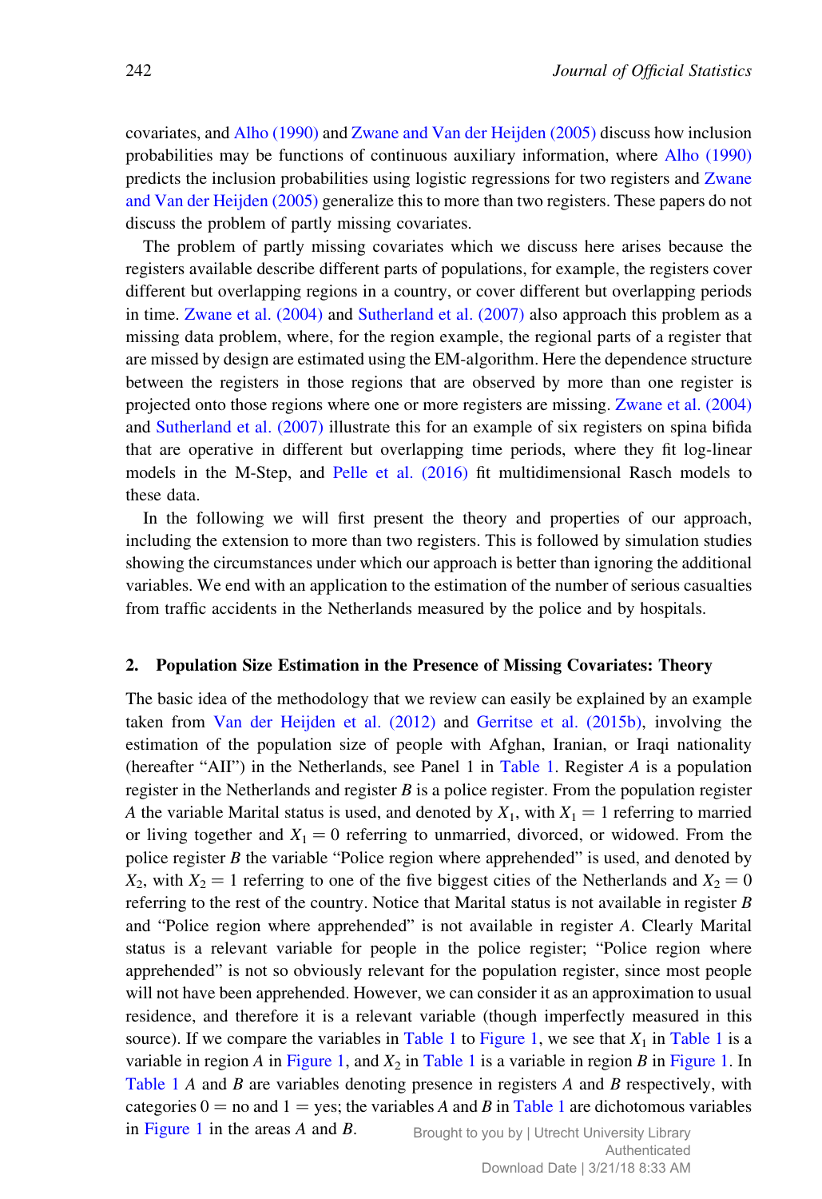covariates, and Alho (1990) and Zwane and Van der Heijden (2005) discuss how inclusion probabilities may be functions of continuous auxiliary information, where Alho (1990) predicts the inclusion probabilities using logistic regressions for two registers and Zwane and Van der Heijden (2005) generalize this to more than two registers. These papers do not discuss the problem of partly missing covariates.

The problem of partly missing covariates which we discuss here arises because the registers available describe different parts of populations, for example, the registers cover different but overlapping regions in a country, or cover different but overlapping periods in time. Zwane et al. (2004) and Sutherland et al. (2007) also approach this problem as a missing data problem, where, for the region example, the regional parts of a register that are missed by design are estimated using the EM-algorithm. Here the dependence structure between the registers in those regions that are observed by more than one register is projected onto those regions where one or more registers are missing. Zwane et al. (2004) and Sutherland et al. (2007) illustrate this for an example of six registers on spina bifida that are operative in different but overlapping time periods, where they fit log-linear models in the M-Step, and Pelle et al. (2016) fit multidimensional Rasch models to these data.

In the following we will first present the theory and properties of our approach, including the extension to more than two registers. This is followed by simulation studies showing the circumstances under which our approach is better than ignoring the additional variables. We end with an application to the estimation of the number of serious casualties from traffic accidents in the Netherlands measured by the police and by hospitals.

## 2. Population Size Estimation in the Presence of Missing Covariates: Theory

The basic idea of the methodology that we review can easily be explained by an example taken from Van der Heijden et al. (2012) and Gerritse et al. (2015b), involving the estimation of the population size of people with Afghan, Iranian, or Iraqi nationality (hereafter "AII") in the Netherlands, see Panel 1 in Table 1. Register $A$ is a population register in the Netherlands and register $B$ is a police register. From the population register $A$ the variable Marital status is used, and denoted by $X_1$, with $X_1 = 1$ referring to married or living together and $X_1 = 0$ referring to unmarried, divorced, or widowed. From the police register $B$ the variable "Police region where apprehended" is used, and denoted by $X_2$, with $X_2 = 1$ referring to one of the five biggest cities of the Netherlands and $X_2 = 0$ referring to the rest of the country. Notice that Marital status is not available in register $B$ and "Police region where apprehended" is not available in register $A$. Clearly Marital status is a relevant variable for people in the police register; "Police region where apprehended" is not so obviously relevant for the population register, since most people will not have been apprehended. However, we can consider it as an approximation to usual residence, and therefore it is a relevant variable (though imperfectly measured in this source). If we compare the variables in Table 1 to Figure 1, we see that $X_1$ in Table 1 is a variable in region $A$ in Figure 1, and $X_2$ in Table 1 is a variable in region $B$ in Figure 1. In Table 1 $A$ and $B$ are variables denoting presence in registers $A$ and $B$ respectively, with categories 0 = no and 1 = yes; the variables $A$ and $B$ in Table 1 are dichotomous variables in Figure 1 in the areas $A$ and $B$.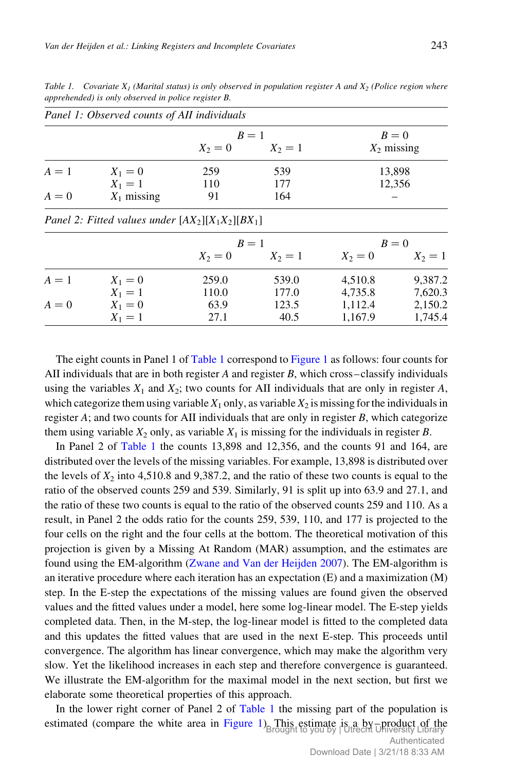Table 1. Covariate $X_1$ (Marital status) is only observed in population register $A$ and $X_2$ (Police region where apprehended) is only observed in police register $B$.

*Panel 1: Observed counts of AII individuals*

| | | $B = 1$ | | $B = 0$ |
|---|---|---|---|---|
| | | $X_2 = 0$ | $X_2 = 1$ | $X_2$ missing |
| $A = 1$ | $X_1 = 0$ | 259 | 539 | 13,898 |
| | $X_1 = 1$ | 110 | 177 | 12,356 |
| $A = 0$ | $X_1$ missing | 91 | 164 | – |

*Panel 2: Fitted values under $[AX_2][X_1X_2][BX_1]$*

| | | $B = 1$ | | $B = 0$ | |
|---|---|---|---|---|---|
| | | $X_2 = 0$ | $X_2 = 1$ | $X_2 = 0$ | $X_2 = 1$ |
| $A = 1$ | $X_1 = 0$ | 259.0 | 539.0 | 4,510.8 | 9,387.2 |
| | $X_1 = 1$ | 110.0 | 177.0 | 4,735.8 | 7,620.3 |
| $A = 0$ | $X_1 = 0$ | 63.9 | 123.5 | 1,112.4 | 2,150.2 |
| | $X_1 = 1$ | 27.1 | 40.5 | 1,167.9 | 1,745.4 |

The eight counts in Panel 1 of Table 1 correspond to Figure 1 as follows: four counts for AII individuals that are in both register $A$ and register $B$, which cross–classify individuals using the variables $X_1$ and $X_2$; two counts for AII individuals that are only in register $A$, which categorize them using variable $X_1$ only, as variable $X_2$ is missing for the individuals in register $A$; and two counts for AII individuals that are only in register $B$, which categorize them using variable $X_2$ only, as variable $X_1$ is missing for the individuals in register $B$.

In Panel 2 of Table 1 the counts 13,898 and 12,356, and the counts 91 and 164, are distributed over the levels of the missing variables. For example, 13,898 is distributed over the levels of $X_2$ into 4,510.8 and 9,387.2, and the ratio of these two counts is equal to the ratio of the observed counts 259 and 539. Similarly, 91 is split up into 63.9 and 27.1, and the ratio of these two counts is equal to the ratio of the observed counts 259 and 110. As a result, in Panel 2 the odds ratio for the counts 259, 539, 110, and 177 is projected to the four cells on the right and the four cells at the bottom. The theoretical motivation of this projection is given by a Missing At Random (MAR) assumption, and the estimates are found using the EM-algorithm (Zwane and Van der Heijden 2007). The EM-algorithm is an iterative procedure where each iteration has an expectation (E) and a maximization (M) step. In the E-step the expectations of the missing values are found given the observed values and the fitted values under a model, here some log-linear model. The E-step yields completed data. Then, in the M-step, the log-linear model is fitted to the completed data and this updates the fitted values that are used in the next E-step. This proceeds until convergence. The algorithm has linear convergence, which may make the algorithm very slow. Yet the likelihood increases in each step and therefore convergence is guaranteed. We illustrate the EM-algorithm for the maximal model in the next section, but first we elaborate some theoretical properties of this approach.

In the lower right corner of Panel 2 of Table 1 the missing part of the population is estimated (compare the white area in Figure 1). This estimate is a by–product of the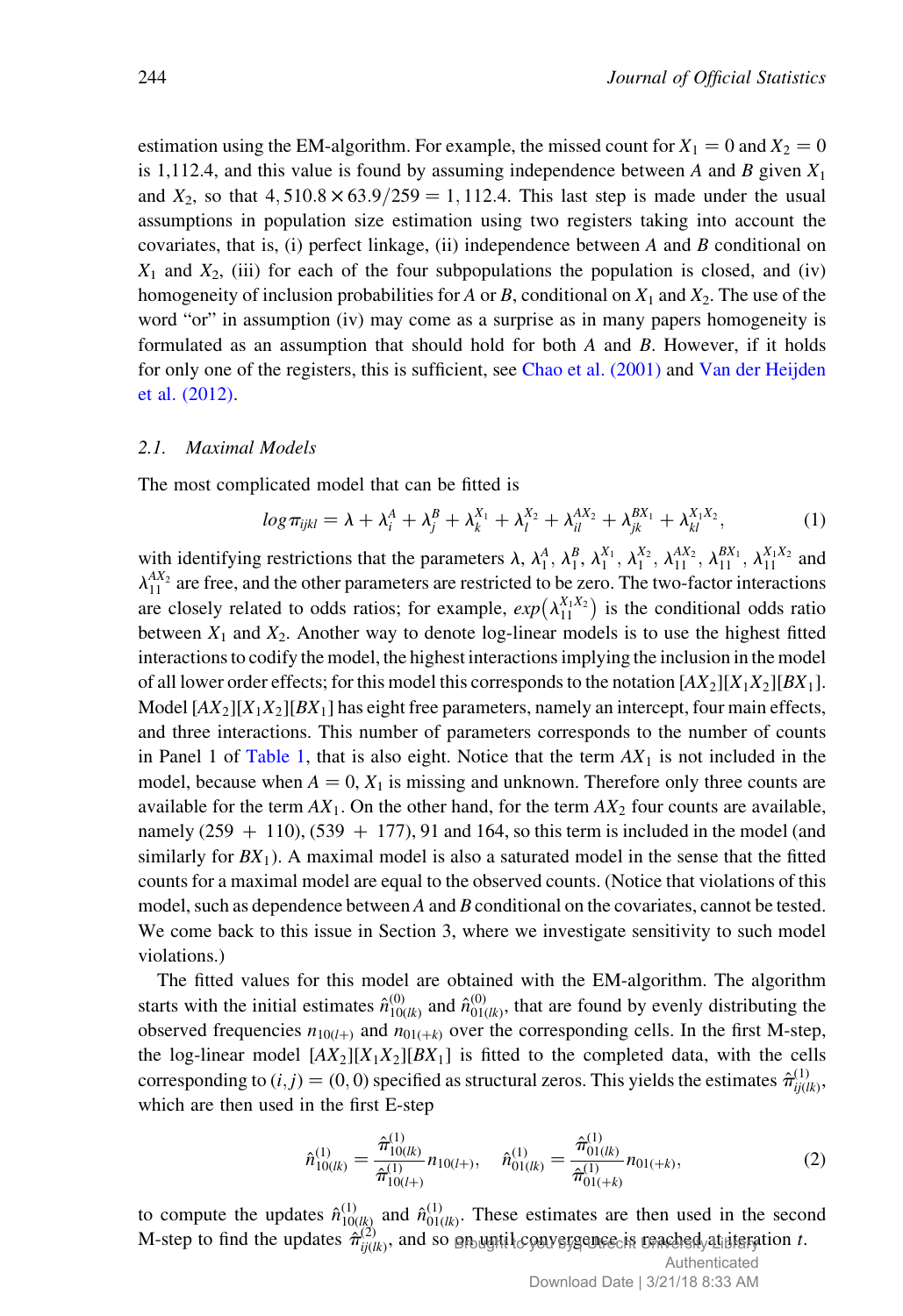estimation using the EM-algorithm. For example, the missed count for $X_1 = 0$ and $X_2 = 0$ is 1,112.4, and this value is found by assuming independence between $A$ and $B$ given $X_1$ and $X_2$, so that $4,510.8 \times 63.9/259 = 1,112.4$. This last step is made under the usual assumptions in population size estimation using two registers taking into account the covariates, that is, (i) perfect linkage, (ii) independence between $A$ and $B$ conditional on $X_1$ and $X_2$, (iii) for each of the four subpopulations the population is closed, and (iv) homogeneity of inclusion probabilities for $A$ or $B$, conditional on $X_1$ and $X_2$. The use of the word "or" in assumption (iv) may come as a surprise as in many papers homogeneity is formulated as an assumption that should hold for both $A$ and $B$. However, if it holds for only one of the registers, this is sufficient, see Chao et al. (2001) and Van der Heijden et al. (2012).

### 2.1. *Maximal Models*

The most complicated model that can be fitted is

$$log\,\pi_{ijkl} = \lambda + \lambda_i^A + \lambda_j^B + \lambda_k^{X_1} + \lambda_l^{X_2} + \lambda_{il}^{AX_2} + \lambda_{jk}^{BX_1} + \lambda_{kl}^{X_1X_2}, \tag{1}$$

with identifying restrictions that the parameters $\lambda$, $\lambda_1^A$, $\lambda_1^B$, $\lambda_1^{X_1}$, $\lambda_1^{X_2}$, $\lambda_{11}^{AX_2}$, $\lambda_{11}^{BX_1}$, $\lambda_{11}^{X_1X_2}$ and $\lambda_{11}^{AX_2}$ are free, and the other parameters are restricted to be zero. The two-factor interactions are closely related to odds ratios; for example, $exp\left(\lambda_{11}^{X_1X_2}\right)$ is the conditional odds ratio between $X_1$ and $X_2$. Another way to denote log-linear models is to use the highest fitted interactions to codify the model, the highest interactions implying the inclusion in the model of all lower order effects; for this model this corresponds to the notation $[AX_2][X_1X_2][BX_1]$. Model $[AX_2][X_1X_2][BX_1]$ has eight free parameters, namely an intercept, four main effects, and three interactions. This number of parameters corresponds to the number of counts in Panel 1 of Table 1, that is also eight. Notice that the term $AX_1$ is not included in the model, because when $A = 0$, $X_1$ is missing and unknown. Therefore only three counts are available for the term $AX_1$. On the other hand, for the term $AX_2$ four counts are available, namely (259 + 110), (539 + 177), 91 and 164, so this term is included in the model (and similarly for $BX_1$). A maximal model is also a saturated model in the sense that the fitted counts for a maximal model are equal to the observed counts. (Notice that violations of this model, such as dependence between $A$ and $B$ conditional on the covariates, cannot be tested. We come back to this issue in Section 3, where we investigate sensitivity to such model violations.)

The fitted values for this model are obtained with the EM-algorithm. The algorithm starts with the initial estimates $\hat{n}_{10(lk)}^{(0)}$ and $\hat{n}_{01(lk)}^{(0)}$, that are found by evenly distributing the observed frequencies $n_{10(l+)}$ and $n_{01(+k)}$ over the corresponding cells. In the first M-step, the log-linear model $[AX_2][X_1X_2][BX_1]$ is fitted to the completed data, with the cells corresponding to $(i,j) = (0,0)$ specified as structural zeros. This yields the estimates $\hat{\pi}_{ij(lk)}^{(1)}$, which are then used in the first E-step

$$\hat{n}_{10(lk)}^{(1)} = \frac{\hat{\pi}_{10(lk)}^{(1)}}{\hat{\pi}_{10(l+)}^{(1)}} n_{10(l+)}, \quad \hat{n}_{01(lk)}^{(1)} = \frac{\hat{\pi}_{01(lk)}^{(1)}}{\hat{\pi}_{01(+k)}^{(1)}} n_{01(+k)}, \tag{2}$$

to compute the updates $\hat{n}_{10(lk)}^{(1)}$ and $\hat{n}_{01(lk)}^{(1)}$. These estimates are then used in the second M-step to find the updates $\hat{\pi}_{ij(lk)}^{(2)}$, and so on until convergence is reached at iteration $t$.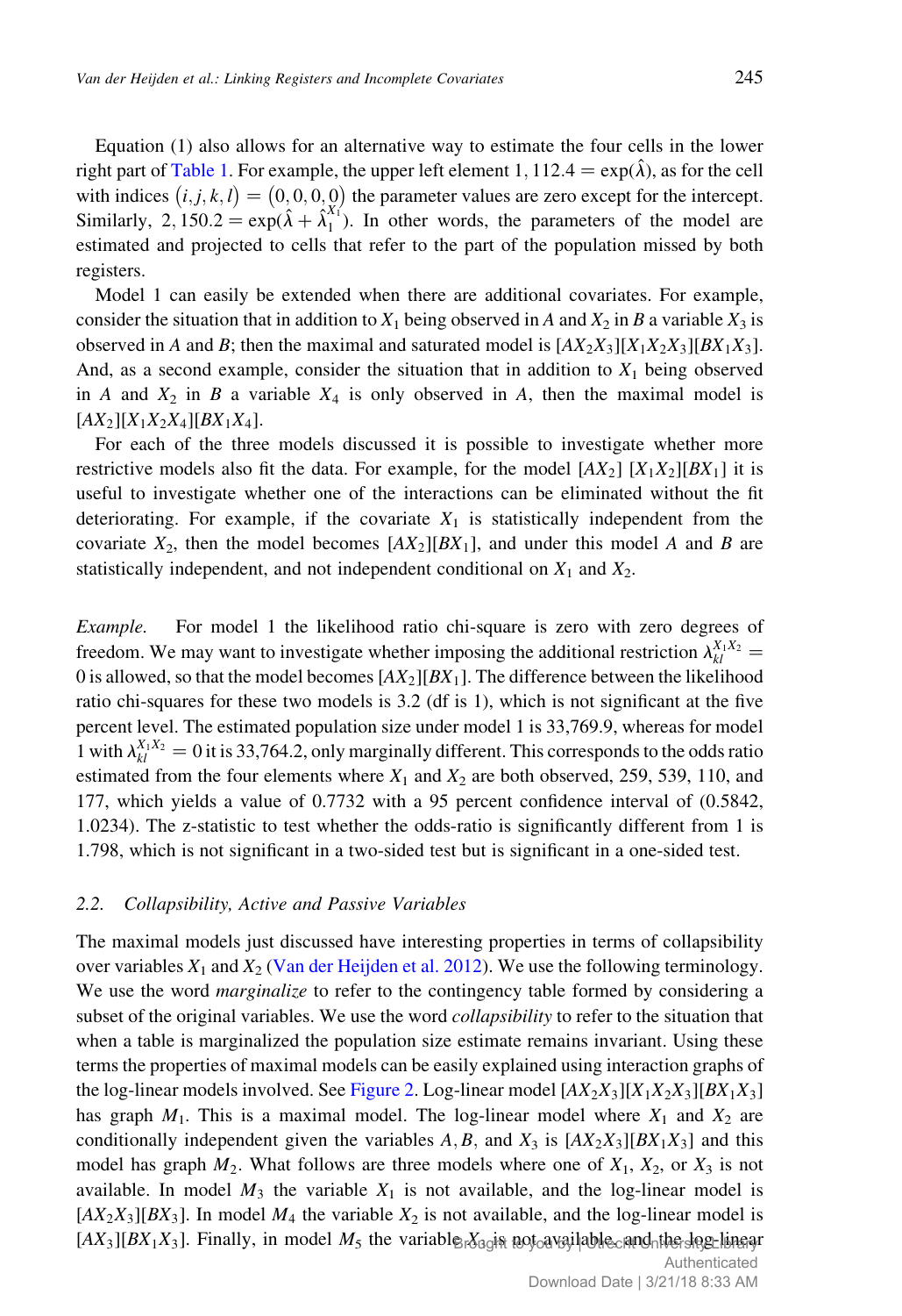Equation (1) also allows for an alternative way to estimate the four cells in the lower right part of Table 1. For example, the upper left element $1,112.4 = \exp(\hat{\lambda})$, as for the cell with indices $(i, j, k, l) = (0, 0, 0, 0)$ the parameter values are zero except for the intercept. Similarly, $2,150.2 = \exp(\hat{\lambda} + \hat{\lambda}_1^{X_1})$. In other words, the parameters of the model are estimated and projected to cells that refer to the part of the population missed by both registers.

Model 1 can easily be extended when there are additional covariates. For example, consider the situation that in addition to $X_1$ being observed in $A$ and $X_2$ in $B$ a variable $X_3$ is observed in $A$ and $B$; then the maximal and saturated model is $[AX_2X_3][X_1X_2X_3][BX_1X_3]$. And, as a second example, consider the situation that in addition to $X_1$ being observed in $A$ and $X_2$ in $B$ a variable $X_4$ is only observed in $A$, then the maximal model is $[AX_2][X_1X_2X_4][BX_1X_4]$.

For each of the three models discussed it is possible to investigate whether more restrictive models also fit the data. For example, for the model $[AX_2]$ $[X_1X_2][BX_1]$ it is useful to investigate whether one of the interactions can be eliminated without the fit deteriorating. For example, if the covariate $X_1$ is statistically independent from the covariate $X_2$, then the model becomes $[AX_2][BX_1]$, and under this model $A$ and $B$ are statistically independent, and not independent conditional on $X_1$ and $X_2$.

*Example.* For model 1 the likelihood ratio chi-square is zero with zero degrees of freedom. We may want to investigate whether imposing the additional restriction $\lambda_{kl}^{X_1X_2} = 0$ is allowed, so that the model becomes $[AX_2][BX_1]$. The difference between the likelihood ratio chi-squares for these two models is 3.2 (df is 1), which is not significant at the five percent level. The estimated population size under model 1 is 33,769.9, whereas for model 1 with $\lambda_{kl}^{X_1X_2} = 0$ it is 33,764.2, only marginally different. This corresponds to the odds ratio estimated from the four elements where $X_1$ and $X_2$ are both observed, 259, 539, 110, and 177, which yields a value of 0.7732 with a 95 percent confidence interval of (0.5842, 1.0234). The z-statistic to test whether the odds-ratio is significantly different from 1 is 1.798, which is not significant in a two-sided test but is significant in a one-sided test.

### 2.2. Collapsibility, Active and Passive Variables

The maximal models just discussed have interesting properties in terms of collapsibility over variables $X_1$ and $X_2$ (Van der Heijden et al. 2012). We use the following terminology. We use the word *marginalize* to refer to the contingency table formed by considering a subset of the original variables. We use the word *collapsibility* to refer to the situation that when a table is marginalized the population size estimate remains invariant. Using these terms the properties of maximal models can be easily explained using interaction graphs of the log-linear models involved. See Figure 2. Log-linear model $[AX_2X_3][X_1X_2X_3][BX_1X_3]$ has graph $M_1$. This is a maximal model. The log-linear model where $X_1$ and $X_2$ are conditionally independent given the variables $A, B$, and $X_3$ is $[AX_2X_3][BX_1X_3]$ and this model has graph $M_2$. What follows are three models where one of $X_1$, $X_2$, or $X_3$ is not available. In model $M_3$ the variable $X_1$ is not available, and the log-linear model is $[AX_2X_3][BX_3]$. In model $M_4$ the variable $X_2$ is not available, and the log-linear model is $[AX_3][BX_1X_3]$. Finally, in model $M_5$ the variable $X_3$ is not available, and the log-linear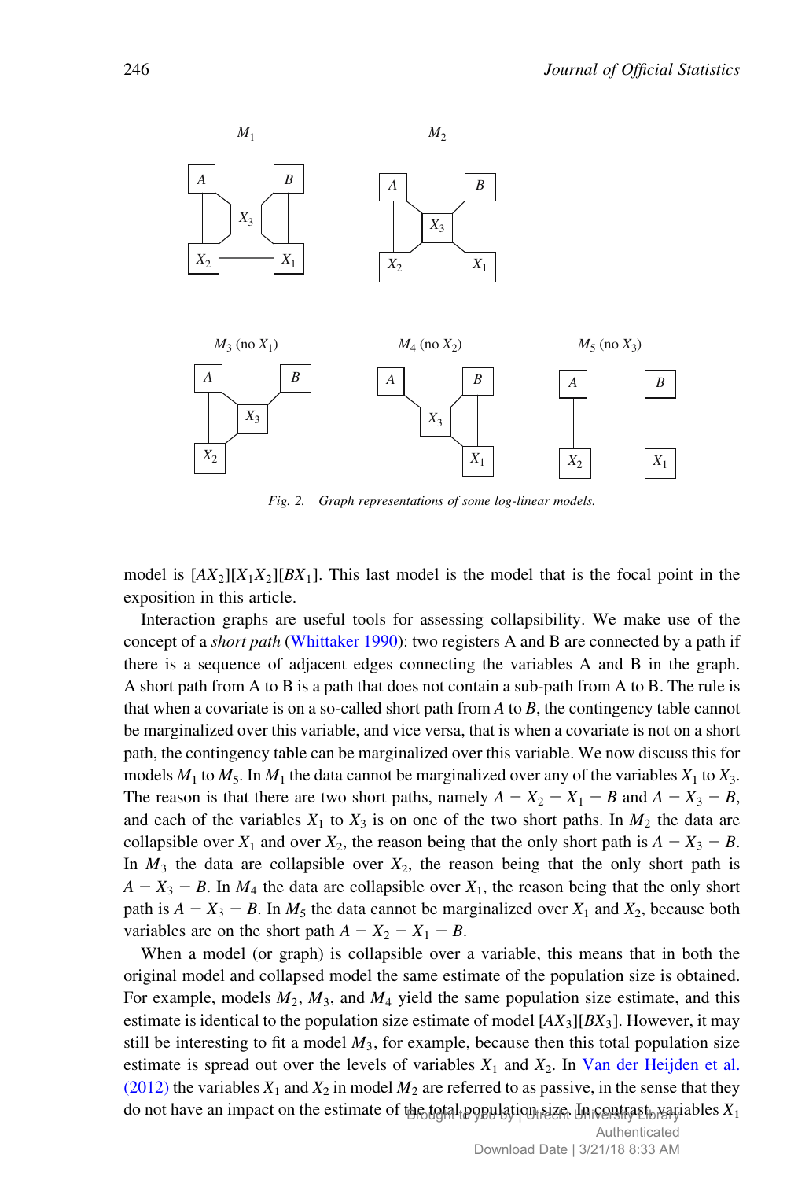Fig. 2. Graph representations of some log-linear models.

model is $[AX_2][X_1X_2][BX_1]$. This last model is the model that is the focal point in the exposition in this article.

Interaction graphs are useful tools for assessing collapsibility. We make use of the concept of a *short path* (Whittaker 1990): two registers A and B are connected by a path if there is a sequence of adjacent edges connecting the variables A and B in the graph. A short path from A to B is a path that does not contain a sub-path from A to B. The rule is that when a covariate is on a so-called short path from $A$ to $B$, the contingency table cannot be marginalized over this variable, and vice versa, that is when a covariate is not on a short path, the contingency table can be marginalized over this variable. We now discuss this for models $M_1$ to $M_5$. In $M_1$ the data cannot be marginalized over any of the variables $X_1$ to $X_3$. The reason is that there are two short paths, namely $A - X_2 - X_1 - B$ and $A - X_3 - B$, and each of the variables $X_1$ to $X_3$ is on one of the two short paths. In $M_2$ the data are collapsible over $X_1$ and over $X_2$, the reason being that the only short path is $A - X_3 - B$. In $M_3$ the data are collapsible over $X_2$, the reason being that the only short path is $A - X_3 - B$. In $M_4$ the data are collapsible over $X_1$, the reason being that the only short path is $A - X_3 - B$. In $M_5$ the data cannot be marginalized over $X_1$ and $X_2$, because both variables are on the short path $A - X_2 - X_1 - B$.

When a model (or graph) is collapsible over a variable, this means that in both the original model and collapsed model the same estimate of the population size is obtained. For example, models $M_2$, $M_3$, and $M_4$ yield the same population size estimate, and this estimate is identical to the population size estimate of model $[AX_3][BX_3]$. However, it may still be interesting to fit a model $M_3$, for example, because then this total population size estimate is spread out over the levels of variables $X_1$ and $X_2$. In Van der Heijden et al. (2012) the variables $X_1$ and $X_2$ in model $M_2$ are referred to as passive, in the sense that they do not have an impact on the estimate of the total population size. In contrast, variables $X_1$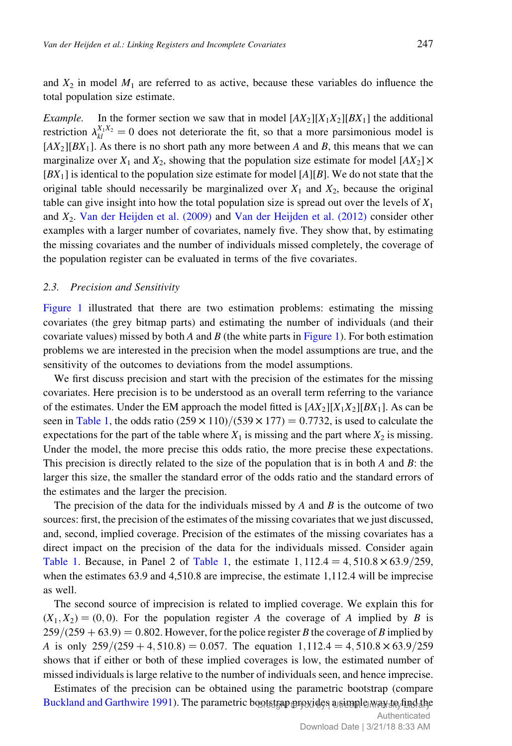and $X_2$ in model $M_1$ are referred to as active, because these variables do influence the total population size estimate.

*Example.* In the former section we saw that in model $[AX_2][X_1X_2][BX_1]$ the additional restriction $\lambda_{kl}^{X_1X_2} = 0$ does not deteriorate the fit, so that a more parsimonious model is $[AX_2][BX_1]$. As there is no short path any more between $A$ and $B$, this means that we can marginalize over $X_1$ and $X_2$, showing that the population size estimate for model $[AX_2] \times [BX_1]$ is identical to the population size estimate for model $[A][B]$. We do not state that the original table should necessarily be marginalized over $X_1$ and $X_2$, because the original table can give insight into how the total population size is spread out over the levels of $X_1$ and $X_2$. Van der Heijden et al. (2009) and Van der Heijden et al. (2012) consider other examples with a larger number of covariates, namely five. They show that, by estimating the missing covariates and the number of individuals missed completely, the coverage of the population register can be evaluated in terms of the five covariates.

### 2.3. Precision and Sensitivity

Figure 1 illustrated that there are two estimation problems: estimating the missing covariates (the grey bitmap parts) and estimating the number of individuals (and their covariate values) missed by both $A$ and $B$ (the white parts in Figure 1). For both estimation problems we are interested in the precision when the model assumptions are true, and the sensitivity of the outcomes to deviations from the model assumptions.

We first discuss precision and start with the precision of the estimates for the missing covariates. Here precision is to be understood as an overall term referring to the variance of the estimates. Under the EM approach the model fitted is $[AX_2][X_1X_2][BX_1]$. As can be seen in Table 1, the odds ratio $(259 \times 110)/(539 \times 177) = 0.7732$, is used to calculate the expectations for the part of the table where $X_1$ is missing and the part where $X_2$ is missing. Under the model, the more precise this odds ratio, the more precise these expectations. This precision is directly related to the size of the population that is in both $A$ and $B$: the larger this size, the smaller the standard error of the odds ratio and the standard errors of the estimates and the larger the precision.

The precision of the data for the individuals missed by $A$ and $B$ is the outcome of two sources: first, the precision of the estimates of the missing covariates that we just discussed, and, second, implied coverage. Precision of the estimates of the missing covariates has a direct impact on the precision of the data for the individuals missed. Consider again Table 1. Because, in Panel 2 of Table 1, the estimate $1,112.4 = 4,510.8 \times 63.9/259$, when the estimates 63.9 and 4,510.8 are imprecise, the estimate 1,112.4 will be imprecise as well.

The second source of imprecision is related to implied coverage. We explain this for $(X_1, X_2) = (0, 0)$. For the population register $A$ the coverage of $A$ implied by $B$ is $259/(259 + 63.9) = 0.802$. However, for the police register $B$ the coverage of $B$ implied by $A$ is only $259/(259 + 4,510.8) = 0.057$. The equation $1,112.4 = 4,510.8 \times 63.9/259$ shows that if either or both of these implied coverages is low, the estimated number of missed individuals is large relative to the number of individuals seen, and hence imprecise.

Estimates of the precision can be obtained using the parametric bootstrap (compare Buckland and Garthwire 1991). The parametric bootstrap provides a simple way to find the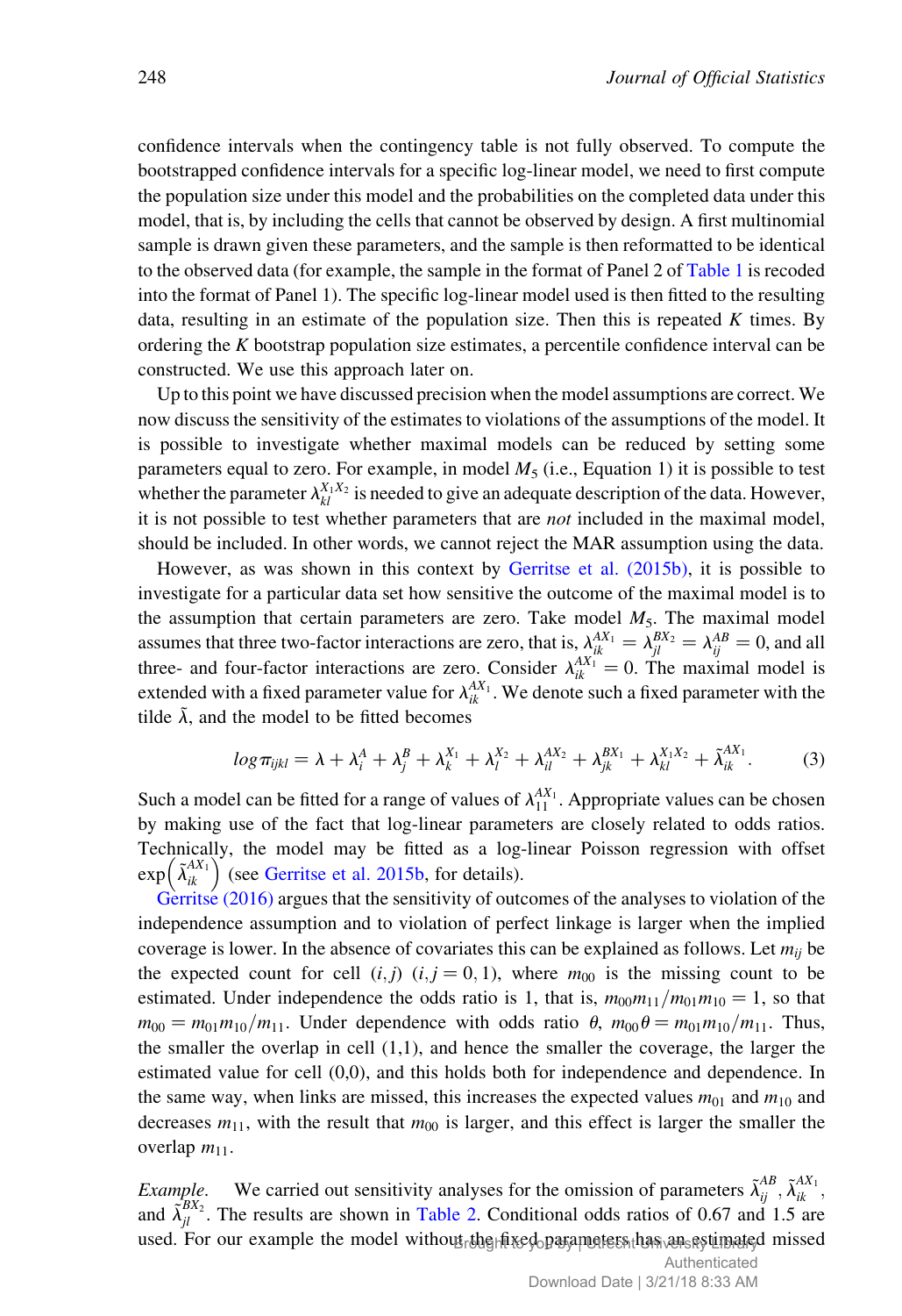confidence intervals when the contingency table is not fully observed. To compute the bootstrapped confidence intervals for a specific log-linear model, we need to first compute the population size under this model and the probabilities on the completed data under this model, that is, by including the cells that cannot be observed by design. A first multinomial sample is drawn given these parameters, and the sample is then reformatted to be identical to the observed data (for example, the sample in the format of Panel 2 of Table 1 is recoded into the format of Panel 1). The specific log-linear model used is then fitted to the resulting data, resulting in an estimate of the population size. Then this is repeated $K$ times. By ordering the $K$ bootstrap population size estimates, a percentile confidence interval can be constructed. We use this approach later on.

Up to this point we have discussed precision when the model assumptions are correct. We now discuss the sensitivity of the estimates to violations of the assumptions of the model. It is possible to investigate whether maximal models can be reduced by setting some parameters equal to zero. For example, in model $M_5$ (i.e., Equation 1) it is possible to test whether the parameter $\lambda_{kl}^{X_1X_2}$ is needed to give an adequate description of the data. However, it is not possible to test whether parameters that are *not* included in the maximal model, should be included. In other words, we cannot reject the MAR assumption using the data.

However, as was shown in this context by Gerritse et al. (2015b), it is possible to investigate for a particular data set how sensitive the outcome of the maximal model is to the assumption that certain parameters are zero. Take model $M_5$. The maximal model assumes that three two-factor interactions are zero, that is, $\lambda_{ik}^{AX_1} = \lambda_{jl}^{BX_2} = \lambda_{ij}^{AB} = 0$, and all three- and four-factor interactions are zero. Consider $\lambda_{ik}^{AX_1} = 0$. The maximal model is extended with a fixed parameter value for $\lambda_{ik}^{AX_1}$. We denote such a fixed parameter with the tilde $\tilde{\lambda}$, and the model to be fitted becomes

$$log\,\pi_{ijkl} = \lambda + \lambda_i^A + \lambda_j^B + \lambda_k^{X_1} + \lambda_l^{X_2} + \lambda_{il}^{AX_2} + \lambda_{jk}^{BX_1} + \lambda_{kl}^{X_1X_2} + \tilde{\lambda}_{ik}^{AX_1}. \qquad (3)$$

Such a model can be fitted for a range of values of $\lambda_{11}^{AX_1}$. Appropriate values can be chosen by making use of the fact that log-linear parameters are closely related to odds ratios. Technically, the model may be fitted as a log-linear Poisson regression with offset $\exp\left(\tilde{\lambda}_{ik}^{AX_1}\right)$ (see Gerritse et al. 2015b, for details).

Gerritse (2016) argues that the sensitivity of outcomes of the analyses to violation of the independence assumption and to violation of perfect linkage is larger when the implied coverage is lower. In the absence of covariates this can be explained as follows. Let $m_{ij}$ be the expected count for cell $(i, j)$ $(i, j = 0, 1)$, where $m_{00}$ is the missing count to be estimated. Under independence the odds ratio is 1, that is, $m_{00}m_{11}/m_{01}m_{10} = 1$, so that $m_{00} = m_{01}m_{10}/m_{11}$. Under dependence with odds ratio $\theta$, $m_{00}\theta = m_{01}m_{10}/m_{11}$. Thus, the smaller the overlap in cell (1,1), and hence the smaller the coverage, the larger the estimated value for cell (0,0), and this holds both for independence and dependence. In the same way, when links are missed, this increases the expected values $m_{01}$ and $m_{10}$ and decreases $m_{11}$, with the result that $m_{00}$ is larger, and this effect is larger the smaller the overlap $m_{11}$.

*Example.* We carried out sensitivity analyses for the omission of parameters $\tilde{\lambda}_{ij}^{AB}$, $\tilde{\lambda}_{ik}^{AX_1}$, and $\tilde{\lambda}_{jl}^{BX_2}$. The results are shown in Table 2. Conditional odds ratios of 0.67 and 1.5 are used. For our example the model without the fixed parameters has an estimated missed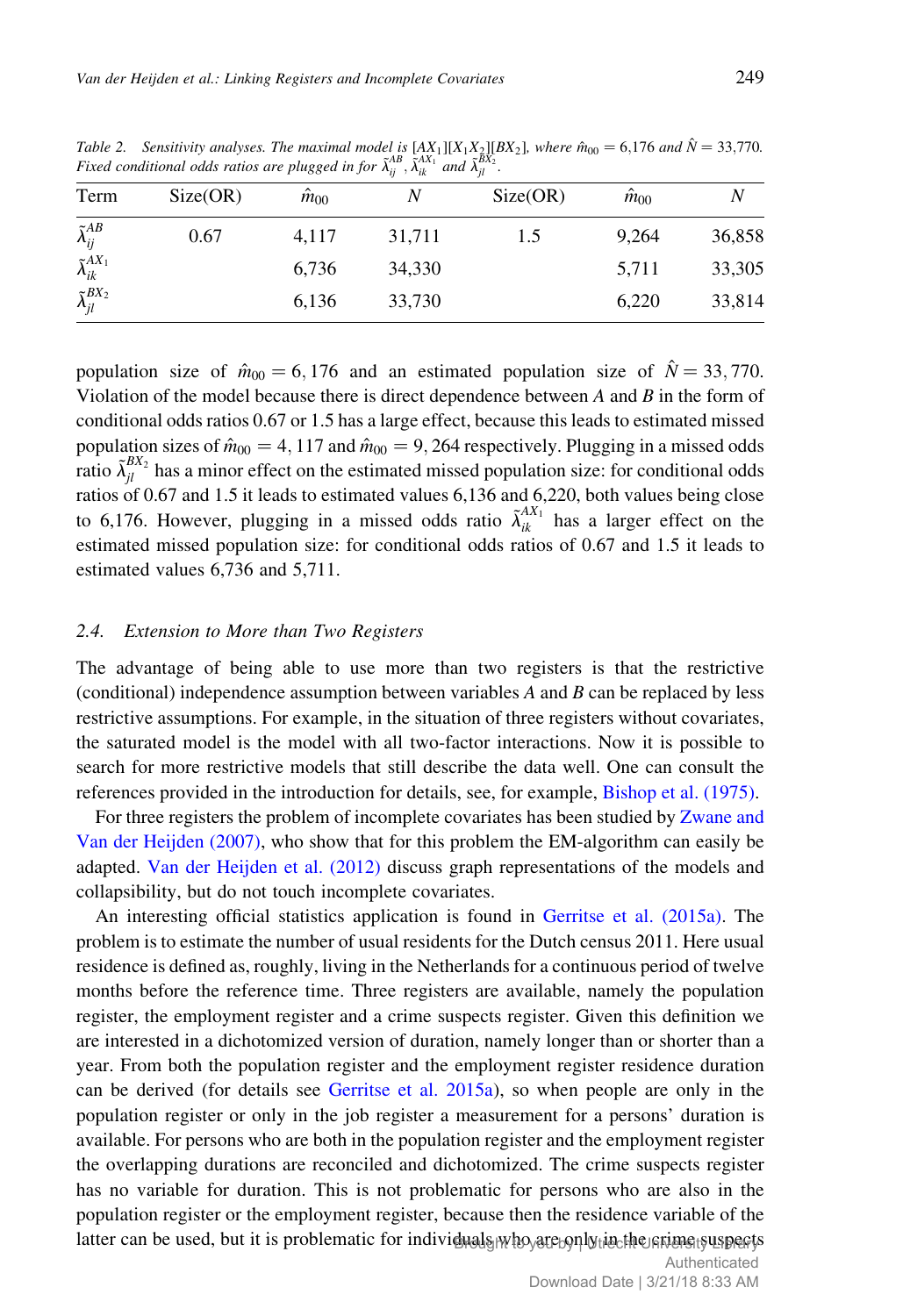Table 2. Sensitivity analyses. The maximal model is $[AX_1][X_1X_2][BX_2]$, where $\hat{m}_{00} = 6{,}176$ and $\hat{N} = 33{,}770$. Fixed conditional odds ratios are plugged in for $\tilde{\lambda}_{ij}^{AB}$, $\tilde{\lambda}_{ik}^{AX_1}$ and $\tilde{\lambda}_{jl}^{BX_2}$.

| Term | Size(OR) | $\hat{m}_{00}$ | $N$ | Size(OR) | $\hat{m}_{00}$ | $N$ |
|---|---|---|---|---|---|---|
| $\tilde{\lambda}_{ij}^{AB}$ | 0.67 | 4,117 | 31,711 | 1.5 | 9,264 | 36,858 |
| $\tilde{\lambda}_{ik}^{AX_1}$ | | 6,736 | 34,330 | | 5,711 | 33,305 |
| $\tilde{\lambda}_{jl}^{BX_2}$ | | 6,136 | 33,730 | | 6,220 | 33,814 |

population size of $\hat{m}_{00} = 6,176$ and an estimated population size of $\hat{N} = 33,770$. Violation of the model because there is direct dependence between $A$ and $B$ in the form of conditional odds ratios 0.67 or 1.5 has a large effect, because this leads to estimated missed population sizes of $\hat{m}_{00} = 4,117$ and $\hat{m}_{00} = 9,264$ respectively. Plugging in a missed odds ratio $\tilde{\lambda}_{jl}^{BX_2}$ has a minor effect on the estimated missed population size: for conditional odds ratios of 0.67 and 1.5 it leads to estimated values 6,136 and 6,220, both values being close to 6,176. However, plugging in a missed odds ratio $\tilde{\lambda}_{ik}^{AX_1}$ has a larger effect on the estimated missed population size: for conditional odds ratios of 0.67 and 1.5 it leads to estimated values 6,736 and 5,711.

### 2.4. Extension to More than Two Registers

The advantage of being able to use more than two registers is that the restrictive (conditional) independence assumption between variables $A$ and $B$ can be replaced by less restrictive assumptions. For example, in the situation of three registers without covariates, the saturated model is the model with all two-factor interactions. Now it is possible to search for more restrictive models that still describe the data well. One can consult the references provided in the introduction for details, see, for example, Bishop et al. (1975).

For three registers the problem of incomplete covariates has been studied by Zwane and Van der Heijden (2007), who show that for this problem the EM-algorithm can easily be adapted. Van der Heijden et al. (2012) discuss graph representations of the models and collapsibility, but do not touch incomplete covariates.

An interesting official statistics application is found in Gerritse et al. (2015a). The problem is to estimate the number of usual residents for the Dutch census 2011. Here usual residence is defined as, roughly, living in the Netherlands for a continuous period of twelve months before the reference time. Three registers are available, namely the population register, the employment register and a crime suspects register. Given this definition we are interested in a dichotomized version of duration, namely longer than or shorter than a year. From both the population register and the employment register residence duration can be derived (for details see Gerritse et al. 2015a), so when people are only in the population register or only in the job register a measurement for a persons' duration is available. For persons who are both in the population register and the employment register the overlapping durations are reconciled and dichotomized. The crime suspects register has no variable for duration. This is not problematic for persons who are also in the population register or the employment register, because then the residence variable of the latter can be used, but it is problematic for individuals who are only in the crime suspects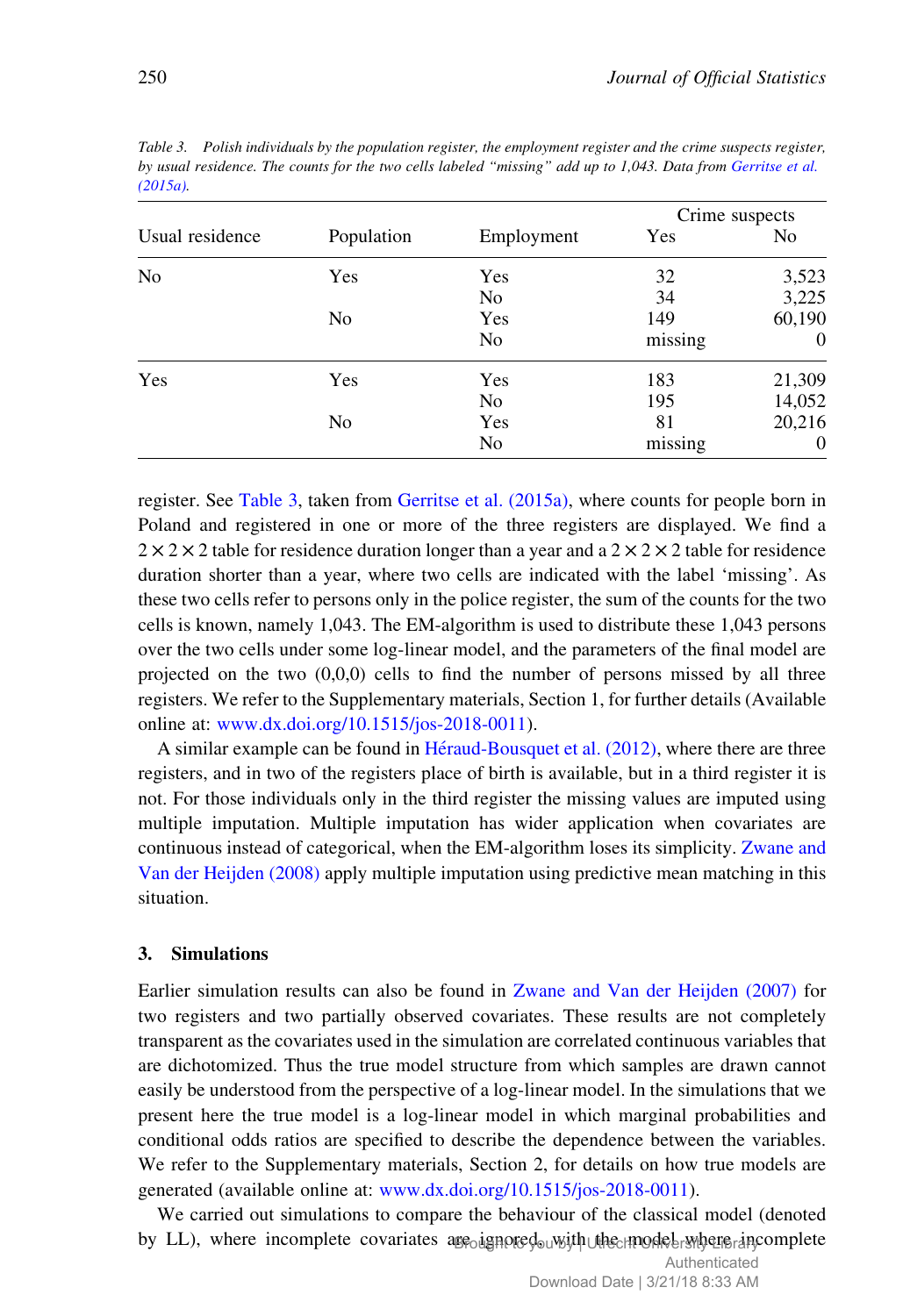*Table 3. Polish individuals by the population register, the employment register and the crime suspects register, by usual residence. The counts for the two cells labeled "missing" add up to 1,043. Data from Gerritse et al. (2015a).*

| Usual residence | Population | Employment | Crime suspects Yes | Crime suspects No |
|---|---|---|---|---|
| No | Yes | Yes | 32 | 3,523 |
| | | No | 34 | 3,225 |
| | No | Yes | 149 | 60,190 |
| | | No | missing | 0 |
| Yes | Yes | Yes | 183 | 21,309 |
| | | No | 195 | 14,052 |
| | No | Yes | 81 | 20,216 |
| | | No | missing | 0 |

register. See Table 3, taken from Gerritse et al. (2015a), where counts for people born in Poland and registered in one or more of the three registers are displayed. We find a $2 \times 2 \times 2$ table for residence duration longer than a year and a $2 \times 2 \times 2$ table for residence duration shorter than a year, where two cells are indicated with the label 'missing'. As these two cells refer to persons only in the police register, the sum of the counts for the two cells is known, namely 1,043. The EM-algorithm is used to distribute these 1,043 persons over the two cells under some log-linear model, and the parameters of the final model are projected on the two (0,0,0) cells to find the number of persons missed by all three registers. We refer to the Supplementary materials, Section 1, for further details (Available online at: www.dx.doi.org/10.1515/jos-2018-0011).

A similar example can be found in Héraud-Bousquet et al. (2012), where there are three registers, and in two of the registers place of birth is available, but in a third register it is not. For those individuals only in the third register the missing values are imputed using multiple imputation. Multiple imputation has wider application when covariates are continuous instead of categorical, when the EM-algorithm loses its simplicity. Zwane and Van der Heijden (2008) apply multiple imputation using predictive mean matching in this situation.

## 3. Simulations

Earlier simulation results can also be found in Zwane and Van der Heijden (2007) for two registers and two partially observed covariates. These results are not completely transparent as the covariates used in the simulation are correlated continuous variables that are dichotomized. Thus the true model structure from which samples are drawn cannot easily be understood from the perspective of a log-linear model. In the simulations that we present here the true model is a log-linear model in which marginal probabilities and conditional odds ratios are specified to describe the dependence between the variables. We refer to the Supplementary materials, Section 2, for details on how true models are generated (available online at: www.dx.doi.org/10.1515/jos-2018-0011).

We carried out simulations to compare the behaviour of the classical model (denoted by LL), where incomplete covariates are ignored, with the model where incomplete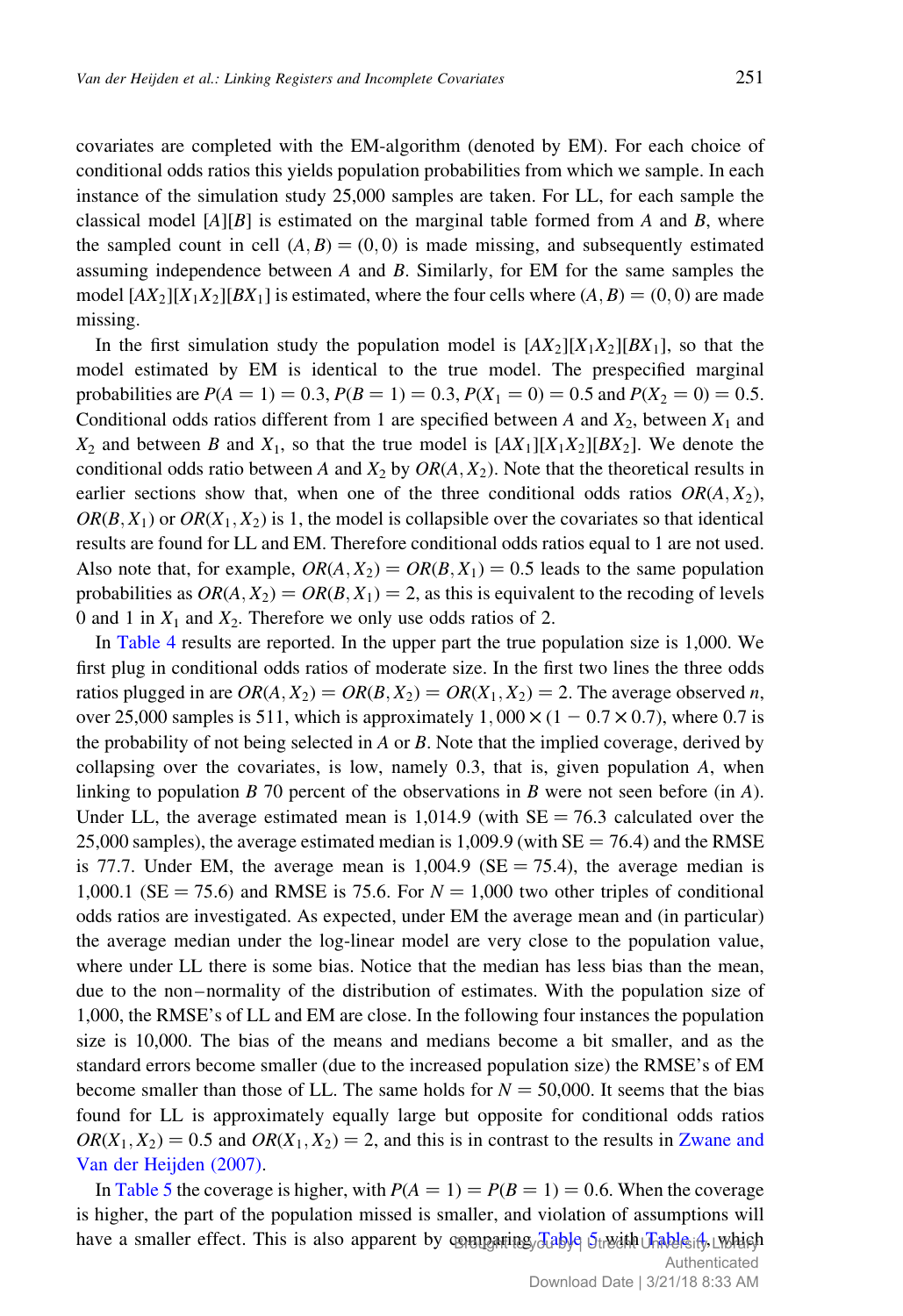covariates are completed with the EM-algorithm (denoted by EM). For each choice of conditional odds ratios this yields population probabilities from which we sample. In each instance of the simulation study 25,000 samples are taken. For LL, for each sample the classical model $[A][B]$ is estimated on the marginal table formed from $A$ and $B$, where the sampled count in cell $(A, B) = (0, 0)$ is made missing, and subsequently estimated assuming independence between $A$ and $B$. Similarly, for EM for the same samples the model $[AX_2][X_1X_2][BX_1]$ is estimated, where the four cells where $(A, B) = (0, 0)$ are made missing.

In the first simulation study the population model is $[AX_2][X_1X_2][BX_1]$, so that the model estimated by EM is identical to the true model. The prespecified marginal probabilities are $P(A = 1) = 0.3$, $P(B = 1) = 0.3$, $P(X_1 = 0) = 0.5$ and $P(X_2 = 0) = 0.5$. Conditional odds ratios different from 1 are specified between $A$ and $X_2$, between $X_1$ and $X_2$ and between $B$ and $X_1$, so that the true model is $[AX_1][X_1X_2][BX_2]$. We denote the conditional odds ratio between $A$ and $X_2$ by $OR(A, X_2)$. Note that the theoretical results in earlier sections show that, when one of the three conditional odds ratios $OR(A, X_2)$, $OR(B, X_1)$ or $OR(X_1, X_2)$ is 1, the model is collapsible over the covariates so that identical results are found for LL and EM. Therefore conditional odds ratios equal to 1 are not used. Also note that, for example, $OR(A, X_2) = OR(B, X_1) = 0.5$ leads to the same population probabilities as $OR(A, X_2) = OR(B, X_1) = 2$, as this is equivalent to the recoding of levels 0 and 1 in $X_1$ and $X_2$. Therefore we only use odds ratios of 2.

In Table 4 results are reported. In the upper part the true population size is 1,000. We first plug in conditional odds ratios of moderate size. In the first two lines the three odds ratios plugged in are $OR(A, X_2) = OR(B, X_2) = OR(X_1, X_2) = 2$. The average observed $n$, over 25,000 samples is 511, which is approximately $1,000 \times (1 - 0.7 \times 0.7)$, where 0.7 is the probability of not being selected in $A$ or $B$. Note that the implied coverage, derived by collapsing over the covariates, is low, namely 0.3, that is, given population $A$, when linking to population $B$ 70 percent of the observations in $B$ were not seen before (in $A$). Under LL, the average estimated mean is 1,014.9 (with SE = 76.3 calculated over the 25,000 samples), the average estimated median is 1,009.9 (with SE = 76.4) and the RMSE is 77.7. Under EM, the average mean is 1,004.9 (SE = 75.4), the average median is 1,000.1 (SE = 75.6) and RMSE is 75.6. For $N = 1,000$ two other triples of conditional odds ratios are investigated. As expected, under EM the average mean and (in particular) the average median under the log-linear model are very close to the population value, where under LL there is some bias. Notice that the median has less bias than the mean, due to the non–normality of the distribution of estimates. With the population size of 1,000, the RMSE's of LL and EM are close. In the following four instances the population size is 10,000. The bias of the means and medians become a bit smaller, and as the standard errors become smaller (due to the increased population size) the RMSE's of EM become smaller than those of LL. The same holds for $N = 50,000$. It seems that the bias found for LL is approximately equally large but opposite for conditional odds ratios $OR(X_1, X_2) = 0.5$ and $OR(X_1, X_2) = 2$, and this is in contrast to the results in Zwane and Van der Heijden (2007).

In Table 5 the coverage is higher, with $P(A = 1) = P(B = 1) = 0.6$. When the coverage is higher, the part of the population missed is smaller, and violation of assumptions will have a smaller effect. This is also apparent by comparing Table 5 with Table 4, which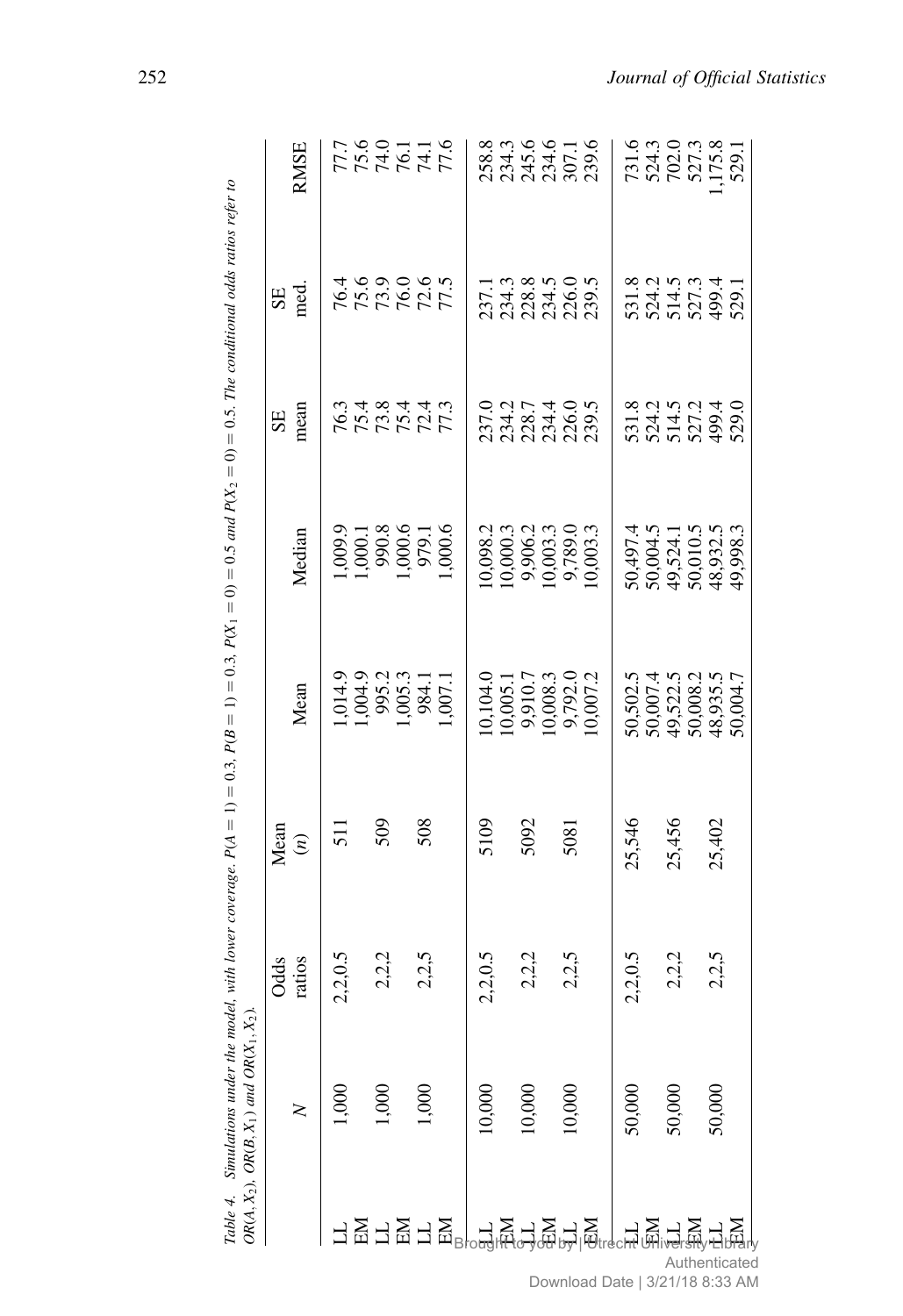*Table 4. Simulations under the model, with lower coverage. $P(A=1)=0.3$, $P(B=1)=0.3$, $P(X_1=0)=0.5$ and $P(X_2=0)=0.5$. The conditional odds ratios refer to $OR(A,X_2)$, $OR(B,X_1)$ and $OR(X_1,X_2)$.*

| | $N$ | Odds ratios | Mean ($n$) | Mean | Median | SE mean | SE med. | RMSE |
|---|---|---|---|---|---|---|---|---|
| LL | 1,000 | 2,2,0.5 | 511 | 1,014.9 | 1,009.9 | 76.3 | 76.4 | 77.7 |
| EM | | | | 1,004.9 | 1,000.1 | 75.4 | 75.6 | 75.6 |
| LL | 1,000 | 2,2,2 | 509 | 995.2 | 990.8 | 73.8 | 73.9 | 74.0 |
| EM | | | | 1,005.3 | 1,000.6 | 75.4 | 76.0 | 76.1 |
| LL | 1,000 | 2,2,5 | 508 | 984.1 | 979.1 | 72.4 | 72.6 | 74.1 |
| EM | | | | 1,007.1 | 1,000.6 | 77.3 | 77.5 | 77.6 |
| LL | 10,000 | 2,2,0.5 | 5109 | 10,104.0 | 10,098.2 | 237.0 | 237.1 | 258.8 |
| EM | | | | 10,005.1 | 10,000.3 | 234.2 | 234.3 | 234.3 |
| LL | 10,000 | 2,2,2 | 5092 | 9,910.7 | 9,906.2 | 228.7 | 228.8 | 245.6 |
| EM | | | | 10,008.3 | 10,003.3 | 234.4 | 234.5 | 234.6 |
| LL | 10,000 | 2,2,5 | 5081 | 9,792.0 | 9,789.0 | 226.0 | 226.0 | 307.1 |
| EM | | | | 10,007.2 | 10,003.3 | 239.5 | 239.5 | 239.6 |
| LL | 50,000 | 2,2,0.5 | 25,546 | 50,502.5 | 50,497.4 | 531.8 | 531.8 | 731.6 |
| EM | | | | 50,007.4 | 50,004.5 | 524.2 | 524.2 | 524.3 |
| LL | 50,000 | 2,2,2 | 25,456 | 49,522.5 | 49,524.1 | 514.5 | 514.5 | 702.0 |
| EM | | | | 50,008.2 | 50,010.5 | 527.2 | 527.3 | 527.3 |
| LL | 50,000 | 2,2,5 | 25,402 | 48,935.5 | 48,932.5 | 499.4 | 499.4 | 1,175.8 |
| EM | | | | 50,004.7 | 49,998.3 | 529.0 | 529.1 | 529.1 |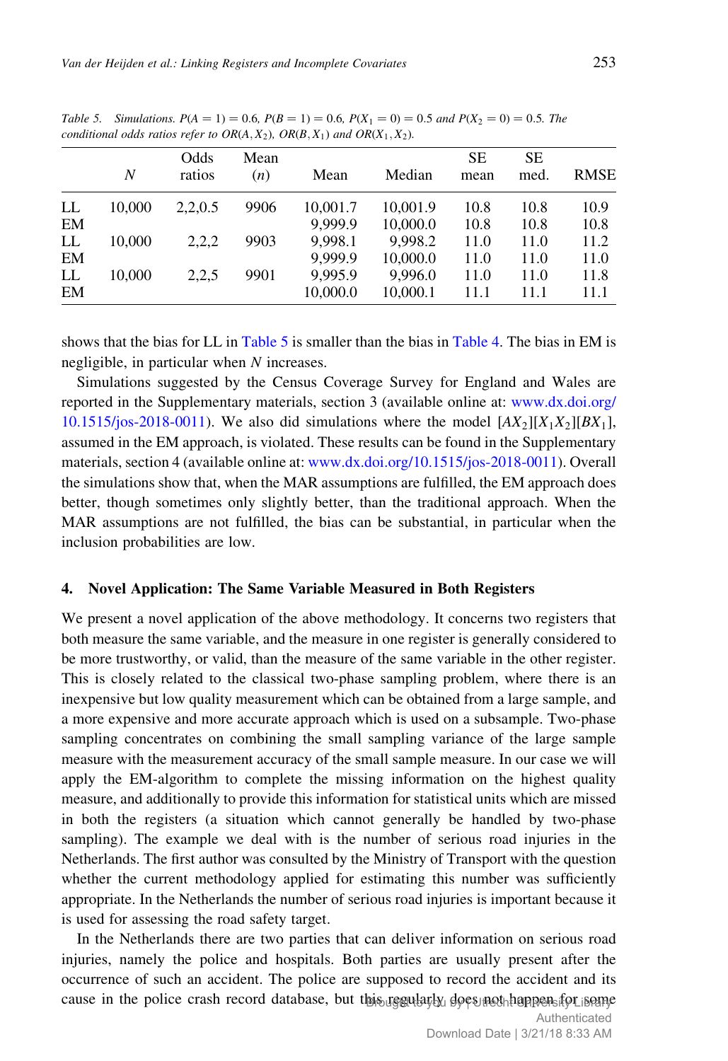Table 5. Simulations. $P(A=1)=0.6$, $P(B=1)=0.6$, $P(X_1=0)=0.5$ and $P(X_2=0)=0.5$. The conditional odds ratios refer to $OR(A,X_2)$, $OR(B,X_1)$ and $OR(X_1,X_2)$.

| | $N$ | Odds ratios | Mean ($n$) | Mean | Median | SE mean | SE med. | RMSE |
|---|---|---|---|---|---|---|---|---|
| LL | 10,000 | 2,2,0.5 | 9906 | 10,001.7 | 10,001.9 | 10.8 | 10.8 | 10.9 |
| EM | | | | 9,999.9 | 10,000.0 | 10.8 | 10.8 | 10.8 |
| LL | 10,000 | 2,2,2 | 9903 | 9,998.1 | 9,998.2 | 11.0 | 11.0 | 11.2 |
| EM | | | | 9,999.9 | 10,000.0 | 11.0 | 11.0 | 11.0 |
| LL | 10,000 | 2,2,5 | 9901 | 9,995.9 | 9,996.0 | 11.0 | 11.0 | 11.8 |
| EM | | | | 10,000.0 | 10,000.1 | 11.1 | 11.1 | 11.1 |

shows that the bias for LL in Table 5 is smaller than the bias in Table 4. The bias in EM is negligible, in particular when $N$ increases.

Simulations suggested by the Census Coverage Survey for England and Wales are reported in the Supplementary materials, section 3 (available online at: www.dx.doi.org/10.1515/jos-2018-0011). We also did simulations where the model $[AX_2][X_1X_2][BX_1]$, assumed in the EM approach, is violated. These results can be found in the Supplementary materials, section 4 (available online at: www.dx.doi.org/10.1515/jos-2018-0011). Overall the simulations show that, when the MAR assumptions are fulfilled, the EM approach does better, though sometimes only slightly better, than the traditional approach. When the MAR assumptions are not fulfilled, the bias can be substantial, in particular when the inclusion probabilities are low.

## 4. Novel Application: The Same Variable Measured in Both Registers

We present a novel application of the above methodology. It concerns two registers that both measure the same variable, and the measure in one register is generally considered to be more trustworthy, or valid, than the measure of the same variable in the other register. This is closely related to the classical two-phase sampling problem, where there is an inexpensive but low quality measurement which can be obtained from a large sample, and a more expensive and more accurate approach which is used on a subsample. Two-phase sampling concentrates on combining the small sampling variance of the large sample measure with the measurement accuracy of the small sample measure. In our case we will apply the EM-algorithm to complete the missing information on the highest quality measure, and additionally to provide this information for statistical units which are missed in both the registers (a situation which cannot generally be handled by two-phase sampling). The example we deal with is the number of serious road injuries in the Netherlands. The first author was consulted by the Ministry of Transport with the question whether the current methodology applied for estimating this number was sufficiently appropriate. In the Netherlands the number of serious road injuries is important because it is used for assessing the road safety target.

In the Netherlands there are two parties that can deliver information on serious road injuries, namely the police and hospitals. Both parties are usually present after the occurrence of such an accident. The police are supposed to record the accident and its cause in the police crash record database, but this regularly does not happen for some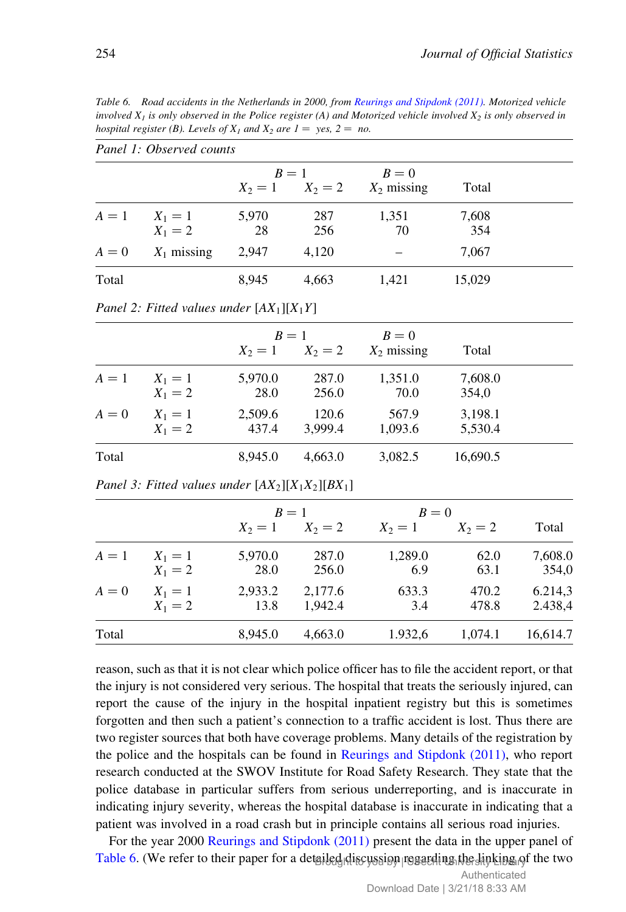Table 6. Road accidents in the Netherlands in 2000, from Reurings and Stipdonk (2011). Motorized vehicle involved $X_1$ is only observed in the Police register (A) and Motorized vehicle involved $X_2$ is only observed in hospital register (B). Levels of $X_1$ and $X_2$ are 1 = yes, 2 = no.

*Panel 1: Observed counts*

| | | $B = 1$ | | $B = 0$ | |
|---|---|---|---|---|---|
| | | $X_2 = 1$ | $X_2 = 2$ | $X_2$ missing | Total |
| $A = 1$ | $X_1 = 1$ | 5,970 | 287 | 1,351 | 7,608 |
| | $X_1 = 2$ | 28 | 256 | 70 | 354 |
| $A = 0$ | $X_1$ missing | 2,947 | 4,120 | – | 7,067 |
| Total | | 8,945 | 4,663 | 1,421 | 15,029 |

*Panel 2: Fitted values under $[AX_1][X_1Y]$*

| | | $B = 1$ | | $B = 0$ | |
|---|---|---|---|---|---|
| | | $X_2 = 1$ | $X_2 = 2$ | $X_2$ missing | Total |
| $A = 1$ | $X_1 = 1$ | 5,970.0 | 287.0 | 1,351.0 | 7,608.0 |
| | $X_1 = 2$ | 28.0 | 256.0 | 70.0 | 354,0 |
| $A = 0$ | $X_1 = 1$ | 2,509.6 | 120.6 | 567.9 | 3,198.1 |
| | $X_1 = 2$ | 437.4 | 3,999.4 | 1,093.6 | 5,530.4 |
| Total | | 8,945.0 | 4,663.0 | 3,082.5 | 16,690.5 |

*Panel 3: Fitted values under $[AX_2][X_1X_2][BX_1]$*

| | | $B = 1$ | | $B = 0$ | | |
|---|---|---|---|---|---|---|
| | | $X_2 = 1$ | $X_2 = 2$ | $X_2 = 1$ | $X_2 = 2$ | Total |
| $A = 1$ | $X_1 = 1$ | 5,970.0 | 287.0 | 1,289.0 | 62.0 | 7,608.0 |
| | $X_1 = 2$ | 28.0 | 256.0 | 6.9 | 63.1 | 354,0 |
| $A = 0$ | $X_1 = 1$ | 2,933.2 | 2,177.6 | 633.3 | 470.2 | 6.214,3 |
| | $X_1 = 2$ | 13.8 | 1,942.4 | 3.4 | 478.8 | 2.438,4 |
| Total | | 8,945.0 | 4,663.0 | 1.932,6 | 1,074.1 | 16,614.7 |

reason, such as that it is not clear which police officer has to file the accident report, or that the injury is not considered very serious. The hospital that treats the seriously injured, can report the cause of the injury in the hospital inpatient registry but this is sometimes forgotten and then such a patient's connection to a traffic accident is lost. Thus there are two register sources that both have coverage problems. Many details of the registration by the police and the hospitals can be found in Reurings and Stipdonk (2011), who report research conducted at the SWOV Institute for Road Safety Research. They state that the police database in particular suffers from serious underreporting, and is inaccurate in indicating injury severity, whereas the hospital database is inaccurate in indicating that a patient was involved in a road crash but in principle contains all serious road injuries.

For the year 2000 Reurings and Stipdonk (2011) present the data in the upper panel of Table 6. (We refer to their paper for a detailed discussion regarding the linking of the two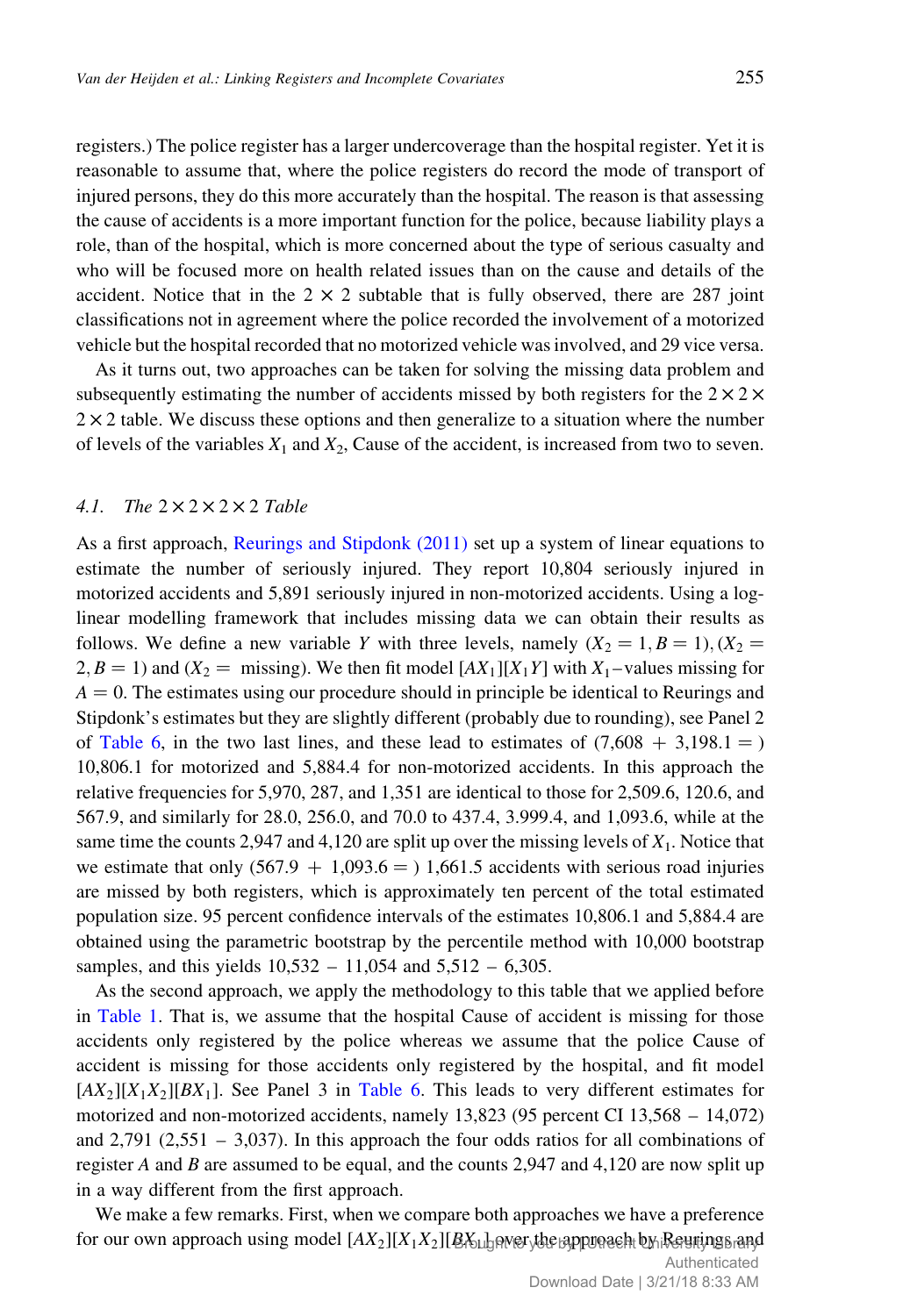registers.) The police register has a larger undercoverage than the hospital register. Yet it is reasonable to assume that, where the police registers do record the mode of transport of injured persons, they do this more accurately than the hospital. The reason is that assessing the cause of accidents is a more important function for the police, because liability plays a role, than of the hospital, which is more concerned about the type of serious casualty and who will be focused more on health related issues than on the cause and details of the accident. Notice that in the $2 \times 2$ subtable that is fully observed, there are 287 joint classifications not in agreement where the police recorded the involvement of a motorized vehicle but the hospital recorded that no motorized vehicle was involved, and 29 vice versa.

As it turns out, two approaches can be taken for solving the missing data problem and subsequently estimating the number of accidents missed by both registers for the $2 \times 2 \times 2 \times 2$ table. We discuss these options and then generalize to a situation where the number of levels of the variables $X_1$ and $X_2$, Cause of the accident, is increased from two to seven.

### 4.1. The $2 \times 2 \times 2 \times 2$ Table

As a first approach, Reurings and Stipdonk (2011) set up a system of linear equations to estimate the number of seriously injured. They report 10,804 seriously injured in motorized accidents and 5,891 seriously injured in non-motorized accidents. Using a log-linear modelling framework that includes missing data we can obtain their results as follows. We define a new variable $Y$ with three levels, namely $(X_2 = 1, B = 1), (X_2 = 2, B = 1)$ and ($X_2 =$ missing). We then fit model $[AX_1][X_1Y]$ with $X_1$–values missing for $A = 0$. The estimates using our procedure should in principle be identical to Reurings and Stipdonk's estimates but they are slightly different (probably due to rounding), see Panel 2 of Table 6, in the two last lines, and these lead to estimates of (7,608 + 3,198.1 = ) 10,806.1 for motorized and 5,884.4 for non-motorized accidents. In this approach the relative frequencies for 5,970, 287, and 1,351 are identical to those for 2,509.6, 120.6, and 567.9, and similarly for 28.0, 256.0, and 70.0 to 437.4, 3.999.4, and 1,093.6, while at the same time the counts 2,947 and 4,120 are split up over the missing levels of $X_1$. Notice that we estimate that only (567.9 + 1,093.6 = ) 1,661.5 accidents with serious road injuries are missed by both registers, which is approximately ten percent of the total estimated population size. 95 percent confidence intervals of the estimates 10,806.1 and 5,884.4 are obtained using the parametric bootstrap by the percentile method with 10,000 bootstrap samples, and this yields 10,532 – 11,054 and 5,512 – 6,305.

As the second approach, we apply the methodology to this table that we applied before in Table 1. That is, we assume that the hospital Cause of accident is missing for those accidents only registered by the police whereas we assume that the police Cause of accident is missing for those accidents only registered by the hospital, and fit model $[AX_2][X_1X_2][BX_1]$. See Panel 3 in Table 6. This leads to very different estimates for motorized and non-motorized accidents, namely 13,823 (95 percent CI 13,568 – 14,072) and 2,791 (2,551 – 3,037). In this approach the four odds ratios for all combinations of register $A$ and $B$ are assumed to be equal, and the counts 2,947 and 4,120 are now split up in a way different from the first approach.

We make a few remarks. First, when we compare both approaches we have a preference for our own approach using model $[AX_2][X_1X_2][BX_1]$ over the approach by Reurings and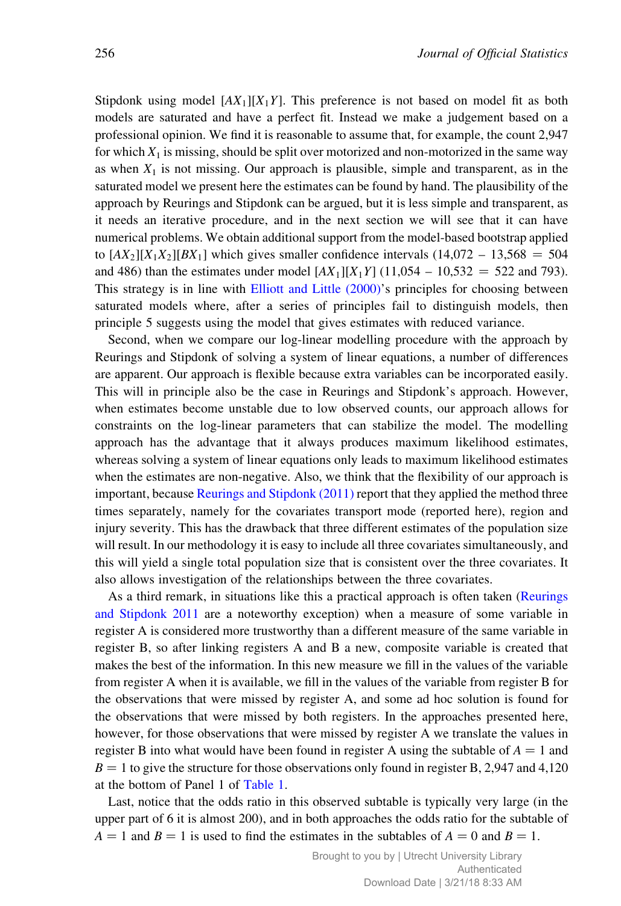Stipdonk using model $[AX_1][X_1Y]$. This preference is not based on model fit as both models are saturated and have a perfect fit. Instead we make a judgement based on a professional opinion. We find it is reasonable to assume that, for example, the count 2,947 for which $X_1$ is missing, should be split over motorized and non-motorized in the same way as when $X_1$ is not missing. Our approach is plausible, simple and transparent, as in the saturated model we present here the estimates can be found by hand. The plausibility of the approach by Reurings and Stipdonk can be argued, but it is less simple and transparent, as it needs an iterative procedure, and in the next section we will see that it can have numerical problems. We obtain additional support from the model-based bootstrap applied to $[AX_2][X_1X_2][BX_1]$ which gives smaller confidence intervals (14,072 – 13,568 = 504 and 486) than the estimates under model $[AX_1][X_1Y]$ (11,054 – 10,532 = 522 and 793). This strategy is in line with Elliott and Little (2000)'s principles for choosing between saturated models where, after a series of principles fail to distinguish models, then principle 5 suggests using the model that gives estimates with reduced variance.

Second, when we compare our log-linear modelling procedure with the approach by Reurings and Stipdonk of solving a system of linear equations, a number of differences are apparent. Our approach is flexible because extra variables can be incorporated easily. This will in principle also be the case in Reurings and Stipdonk's approach. However, when estimates become unstable due to low observed counts, our approach allows for constraints on the log-linear parameters that can stabilize the model. The modelling approach has the advantage that it always produces maximum likelihood estimates, whereas solving a system of linear equations only leads to maximum likelihood estimates when the estimates are non-negative. Also, we think that the flexibility of our approach is important, because Reurings and Stipdonk (2011) report that they applied the method three times separately, namely for the covariates transport mode (reported here), region and injury severity. This has the drawback that three different estimates of the population size will result. In our methodology it is easy to include all three covariates simultaneously, and this will yield a single total population size that is consistent over the three covariates. It also allows investigation of the relationships between the three covariates.

As a third remark, in situations like this a practical approach is often taken (Reurings and Stipdonk 2011 are a noteworthy exception) when a measure of some variable in register A is considered more trustworthy than a different measure of the same variable in register B, so after linking registers A and B a new, composite variable is created that makes the best of the information. In this new measure we fill in the values of the variable from register A when it is available, we fill in the values of the variable from register B for the observations that were missed by register A, and some ad hoc solution is found for the observations that were missed by both registers. In the approaches presented here, however, for those observations that were missed by register A we translate the values in register B into what would have been found in register A using the subtable of $A = 1$ and $B = 1$ to give the structure for those observations only found in register B, 2,947 and 4,120 at the bottom of Panel 1 of Table 1.

Last, notice that the odds ratio in this observed subtable is typically very large (in the upper part of 6 it is almost 200), and in both approaches the odds ratio for the subtable of $A = 1$ and $B = 1$ is used to find the estimates in the subtables of $A = 0$ and $B = 1$.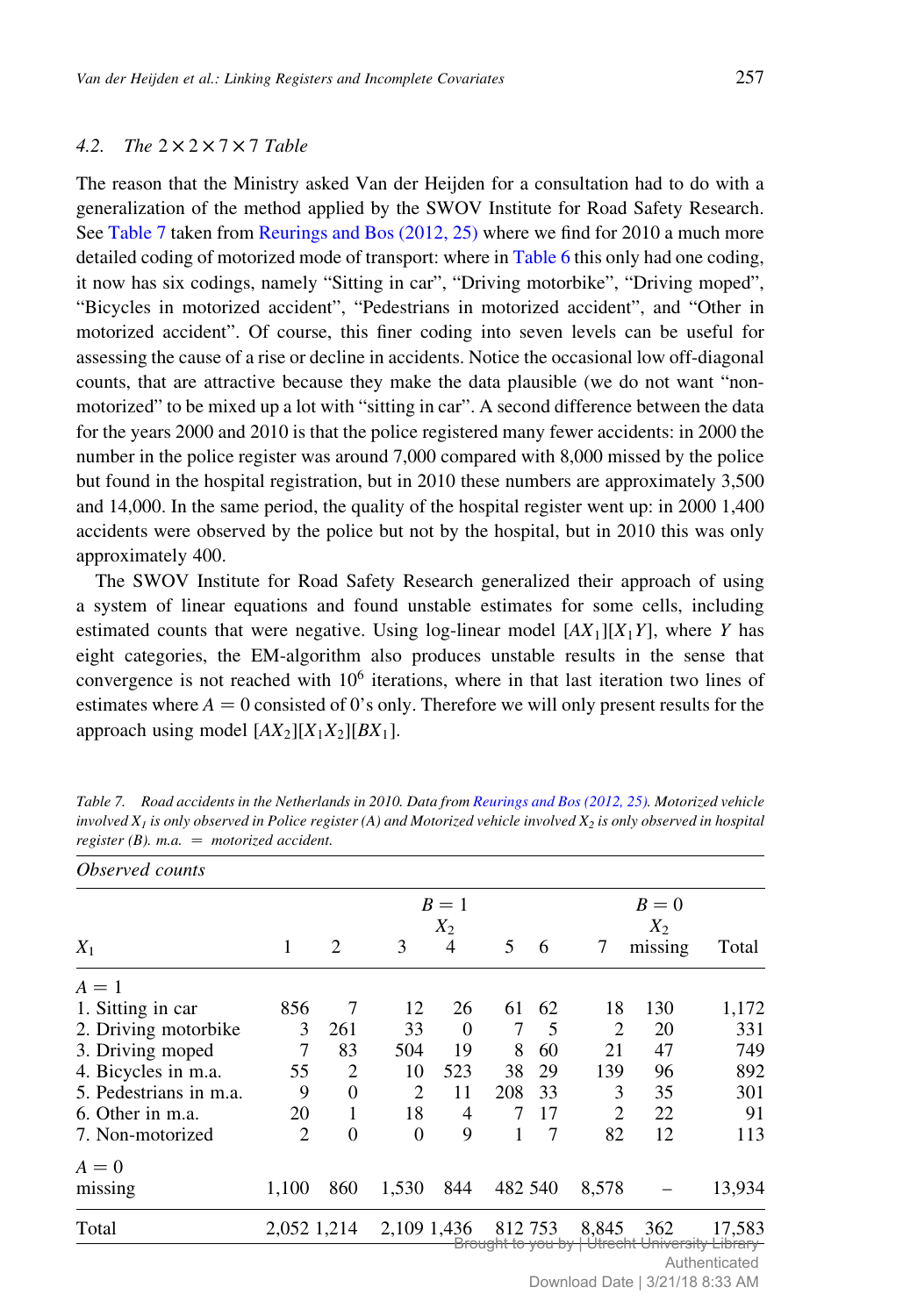### 4.2. The $2 \times 2 \times 7 \times 7$ Table

The reason that the Ministry asked Van der Heijden for a consultation had to do with a generalization of the method applied by the SWOV Institute for Road Safety Research. See Table 7 taken from Reurings and Bos (2012, 25) where we find for 2010 a much more detailed coding of motorized mode of transport: where in Table 6 this only had one coding, it now has six codings, namely "Sitting in car", "Driving motorbike", "Driving moped", "Bicycles in motorized accident", "Pedestrians in motorized accident", and "Other in motorized accident". Of course, this finer coding into seven levels can be useful for assessing the cause of a rise or decline in accidents. Notice the occasional low off-diagonal counts, that are attractive because they make the data plausible (we do not want "non-motorized" to be mixed up a lot with "sitting in car". A second difference between the data for the years 2000 and 2010 is that the police registered many fewer accidents: in 2000 the number in the police register was around 7,000 compared with 8,000 missed by the police but found in the hospital registration, but in 2010 these numbers are approximately 3,500 and 14,000. In the same period, the quality of the hospital register went up: in 2000 1,400 accidents were observed by the police but not by the hospital, but in 2010 this was only approximately 400.

The SWOV Institute for Road Safety Research generalized their approach of using a system of linear equations and found unstable estimates for some cells, including estimated counts that were negative. Using log-linear model $[AX_1][X_1Y]$, where $Y$ has eight categories, the EM-algorithm also produces unstable results in the sense that convergence is not reached with $10^6$ iterations, where in that last iteration two lines of estimates where $A = 0$ consisted of 0's only. Therefore we will only present results for the approach using model $[AX_2][X_1X_2][BX_1]$.

*Table 7. Road accidents in the Netherlands in 2010. Data from Reurings and Bos (2012, 25). Motorized vehicle involved $X_1$ is only observed in Police register (A) and Motorized vehicle involved $X_2$ is only observed in hospital register (B). m.a. = motorized accident.*

*Observed counts*

| | $B = 1$ | | | | | | | $B = 0$ | |
|---|---|---|---|---|---|---|---|---|---|
| | $X_2$ | | | | | | | $X_2$ | |
| $X_1$ | 1 | 2 | 3 | 4 | 5 | 6 | 7 | missing | Total |
| $A = 1$ | | | | | | | | | |
| 1. Sitting in car | 856 | 7 | 12 | 26 | 61 | 62 | 18 | 130 | 1,172 |
| 2. Driving motorbike | 3 | 261 | 33 | 0 | 7 | 5 | 2 | 20 | 331 |
| 3. Driving moped | 7 | 83 | 504 | 19 | 8 | 60 | 21 | 47 | 749 |
| 4. Bicycles in m.a. | 55 | 2 | 10 | 523 | 38 | 29 | 139 | 96 | 892 |
| 5. Pedestrians in m.a. | 9 | 0 | 2 | 11 | 208 | 33 | 3 | 35 | 301 |
| 6. Other in m.a. | 20 | 1 | 18 | 4 | 7 | 17 | 2 | 22 | 91 |
| 7. Non-motorized | 2 | 0 | 0 | 9 | 1 | 7 | 82 | 12 | 113 |
| $A = 0$ | | | | | | | | | |
| missing | 1,100 | 860 | 1,530 | 844 | 482 | 540 | 8,578 | – | 13,934 |
| Total | 2,052 | 1,214 | 2,109 | 1,436 | 812 | 753 | 8,845 | 362 | 17,583 |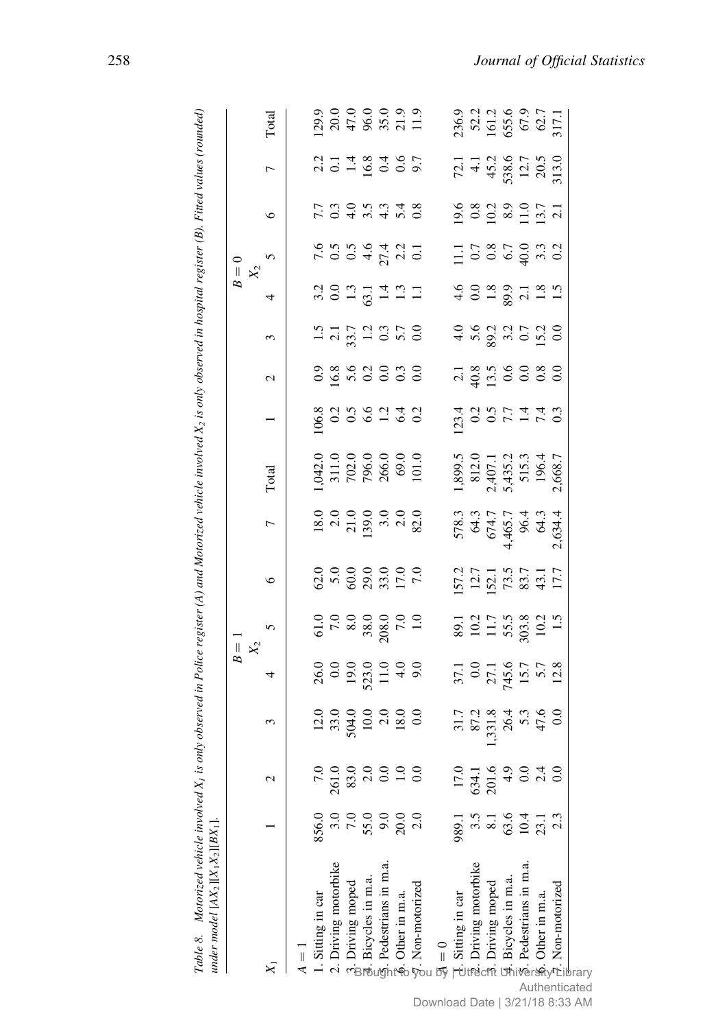Table 8. Motorized vehicle involved $X_1$ is only observed in Police register (A) and Motorized vehicle involved $X_2$ is only observed in hospital register (B). Fitted values (rounded) under model $[AX_2][X_1X_2][BX_1]$.

| | $B=1$ | | | | | | | | $B=0$ | | | | | | | |
|---|---|---|---|---|---|---|---|---|---|---|---|---|---|---|---|---|
| | $X_2$ | | | | | | | | $X_2$ | | | | | | | |
| $X_1$ | 1 | 2 | 3 | 4 | 5 | 6 | 7 | Total | 1 | 2 | 3 | 4 | 5 | 6 | 7 | Total |
| $A=1$ | | | | | | | | | | | | | | | | |
| 1. Sitting in car | 856.0 | 7.0 | 12.0 | 26.0 | 61.0 | 62.0 | 18.0 | 1,042.0 | 106.8 | 0.9 | 1.5 | 3.2 | 7.6 | 7.7 | 2.2 | 129.9 |
| 2. Driving motorbike | 3.0 | 261.0 | 33.0 | 0.0 | 7.0 | 5.0 | 2.0 | 311.0 | 0.2 | 16.8 | 2.1 | 0.0 | 0.5 | 0.3 | 0.1 | 20.0 |
| 3. Driving moped | 7.0 | 83.0 | 504.0 | 19.0 | 8.0 | 60.0 | 21.0 | 702.0 | 0.5 | 5.6 | 33.7 | 1.3 | 0.5 | 4.0 | 1.4 | 47.0 |
| 4. Bicycles in m.a. | 55.0 | 2.0 | 10.0 | 523.0 | 38.0 | 29.0 | 139.0 | 796.0 | 6.6 | 0.2 | 1.2 | 63.1 | 4.6 | 3.5 | 16.8 | 96.0 |
| 5. Pedestrians in m.a. | 9.0 | 0.0 | 2.0 | 11.0 | 208.0 | 33.0 | 3.0 | 266.0 | 1.2 | 0.0 | 0.3 | 1.4 | 27.4 | 4.3 | 0.4 | 35.0 |
| 6. Other in m.a. | 20.0 | 1.0 | 18.0 | 4.0 | 7.0 | 17.0 | 2.0 | 69.0 | 6.4 | 0.3 | 5.7 | 1.3 | 2.2 | 5.4 | 0.6 | 21.9 |
| 7. Non-motorized | 2.0 | 0.0 | 0.0 | 9.0 | 1.0 | 7.0 | 82.0 | 101.0 | 0.2 | 0.0 | 0.0 | 1.1 | 0.1 | 0.8 | 9.7 | 11.9 |
| $A=0$ | | | | | | | | | | | | | | | | |
| 1. Sitting in car | 989.1 | 17.0 | 31.7 | 37.1 | 89.1 | 157.2 | 578.3 | 1,899.5 | 123.4 | 2.1 | 4.0 | 4.6 | 11.1 | 19.6 | 72.1 | 236.9 |
| 2. Driving motorbike | 3.5 | 634.1 | 87.2 | 0.0 | 10.2 | 12.7 | 64.3 | 812.0 | 0.2 | 40.8 | 5.6 | 0.0 | 0.7 | 0.8 | 4.1 | 52.2 |
| 3. Driving moped | 8.1 | 201.6 | 1,331.8 | 27.1 | 11.7 | 152.1 | 674.7 | 2,407.1 | 0.5 | 13.5 | 89.2 | 1.8 | 0.8 | 10.2 | 45.2 | 161.2 |
| 4. Bicycles in m.a. | 63.6 | 4.9 | 26.4 | 745.6 | 55.5 | 73.5 | 4,465.7 | 5,435.2 | 7.7 | 0.6 | 3.2 | 89.9 | 6.7 | 8.9 | 538.6 | 655.6 |
| 5. Pedestrians in m.a. | 10.4 | 0.0 | 5.3 | 15.7 | 303.8 | 83.7 | 96.4 | 515.3 | 1.4 | 0.0 | 0.7 | 2.1 | 40.0 | 11.0 | 12.7 | 67.9 |
| 6. Other in m.a. | 23.1 | 2.4 | 47.6 | 5.7 | 10.2 | 43.1 | 64.3 | 196.4 | 7.4 | 0.8 | 15.2 | 1.8 | 3.3 | 13.7 | 20.5 | 62.7 |
| 7. Non-motorized | 2.3 | 0.0 | 0.0 | 12.8 | 1.5 | 17.7 | 2,634.4 | 2,668.7 | 0.3 | 0.0 | 0.0 | 1.5 | 0.2 | 2.1 | 313.0 | 317.1 |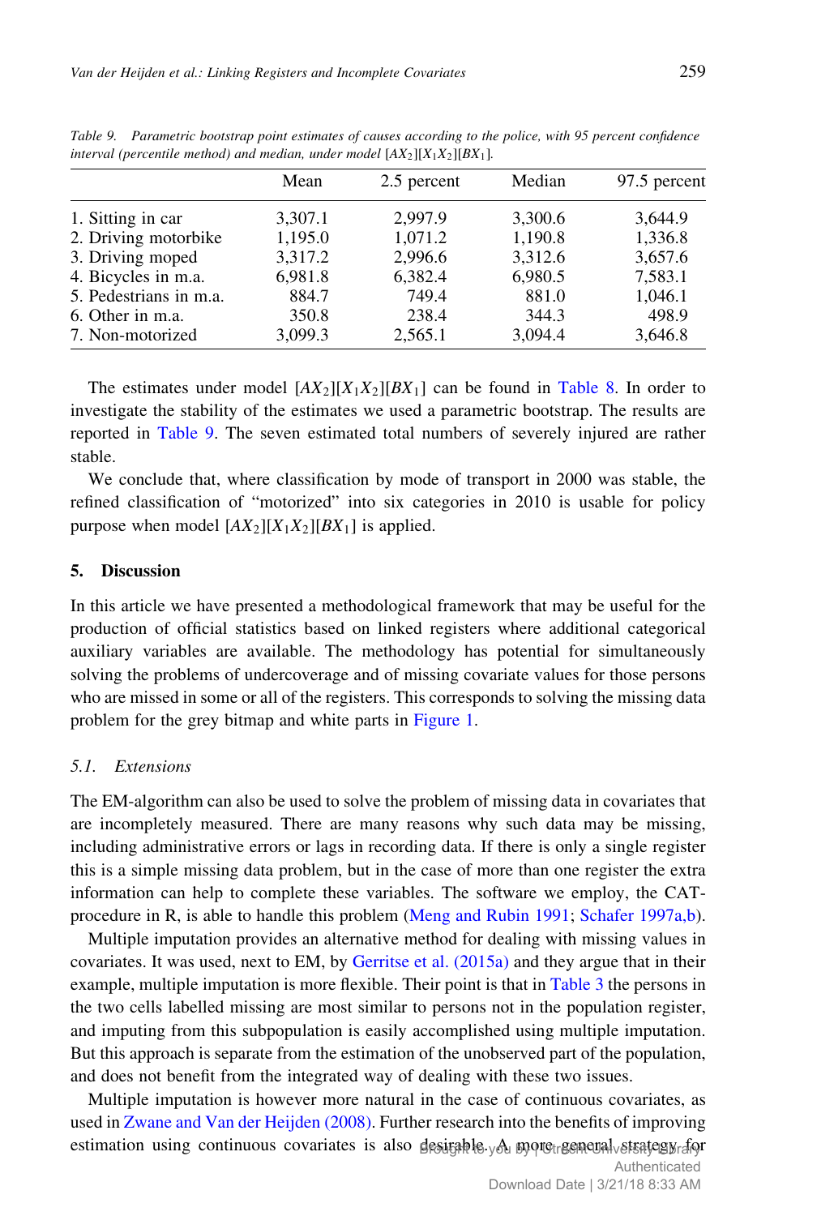Table 9. Parametric bootstrap point estimates of causes according to the police, with 95 percent confidence interval (percentile method) and median, under model $[AX_2][X_1X_2][BX_1]$.

| | Mean | 2.5 percent | Median | 97.5 percent |
|---|---|---|---|---|
| 1. Sitting in car | 3,307.1 | 2,997.9 | 3,300.6 | 3,644.9 |
| 2. Driving motorbike | 1,195.0 | 1,071.2 | 1,190.8 | 1,336.8 |
| 3. Driving moped | 3,317.2 | 2,996.6 | 3,312.6 | 3,657.6 |
| 4. Bicycles in m.a. | 6,981.8 | 6,382.4 | 6,980.5 | 7,583.1 |
| 5. Pedestrians in m.a. | 884.7 | 749.4 | 881.0 | 1,046.1 |
| 6. Other in m.a. | 350.8 | 238.4 | 344.3 | 498.9 |
| 7. Non-motorized | 3,099.3 | 2,565.1 | 3,094.4 | 3,646.8 |

The estimates under model $[AX_2][X_1X_2][BX_1]$ can be found in Table 8. In order to investigate the stability of the estimates we used a parametric bootstrap. The results are reported in Table 9. The seven estimated total numbers of severely injured are rather stable.

We conclude that, where classification by mode of transport in 2000 was stable, the refined classification of "motorized" into six categories in 2010 is usable for policy purpose when model $[AX_2][X_1X_2][BX_1]$ is applied.

## 5. Discussion

In this article we have presented a methodological framework that may be useful for the production of official statistics based on linked registers where additional categorical auxiliary variables are available. The methodology has potential for simultaneously solving the problems of undercoverage and of missing covariate values for those persons who are missed in some or all of the registers. This corresponds to solving the missing data problem for the grey bitmap and white parts in Figure 1.

### 5.1. *Extensions*

The EM-algorithm can also be used to solve the problem of missing data in covariates that are incompletely measured. There are many reasons why such data may be missing, including administrative errors or lags in recording data. If there is only a single register this is a simple missing data problem, but in the case of more than one register the extra information can help to complete these variables. The software we employ, the CAT-procedure in R, is able to handle this problem (Meng and Rubin 1991; Schafer 1997a,b).

Multiple imputation provides an alternative method for dealing with missing values in covariates. It was used, next to EM, by Gerritse et al. (2015a) and they argue that in their example, multiple imputation is more flexible. Their point is that in Table 3 the persons in the two cells labelled missing are most similar to persons not in the population register, and imputing from this subpopulation is easily accomplished using multiple imputation. But this approach is separate from the estimation of the unobserved part of the population, and does not benefit from the integrated way of dealing with these two issues.

Multiple imputation is however more natural in the case of continuous covariates, as used in Zwane and Van der Heijden (2008). Further research into the benefits of improving estimation using continuous covariates is also desirable. A more general strategy for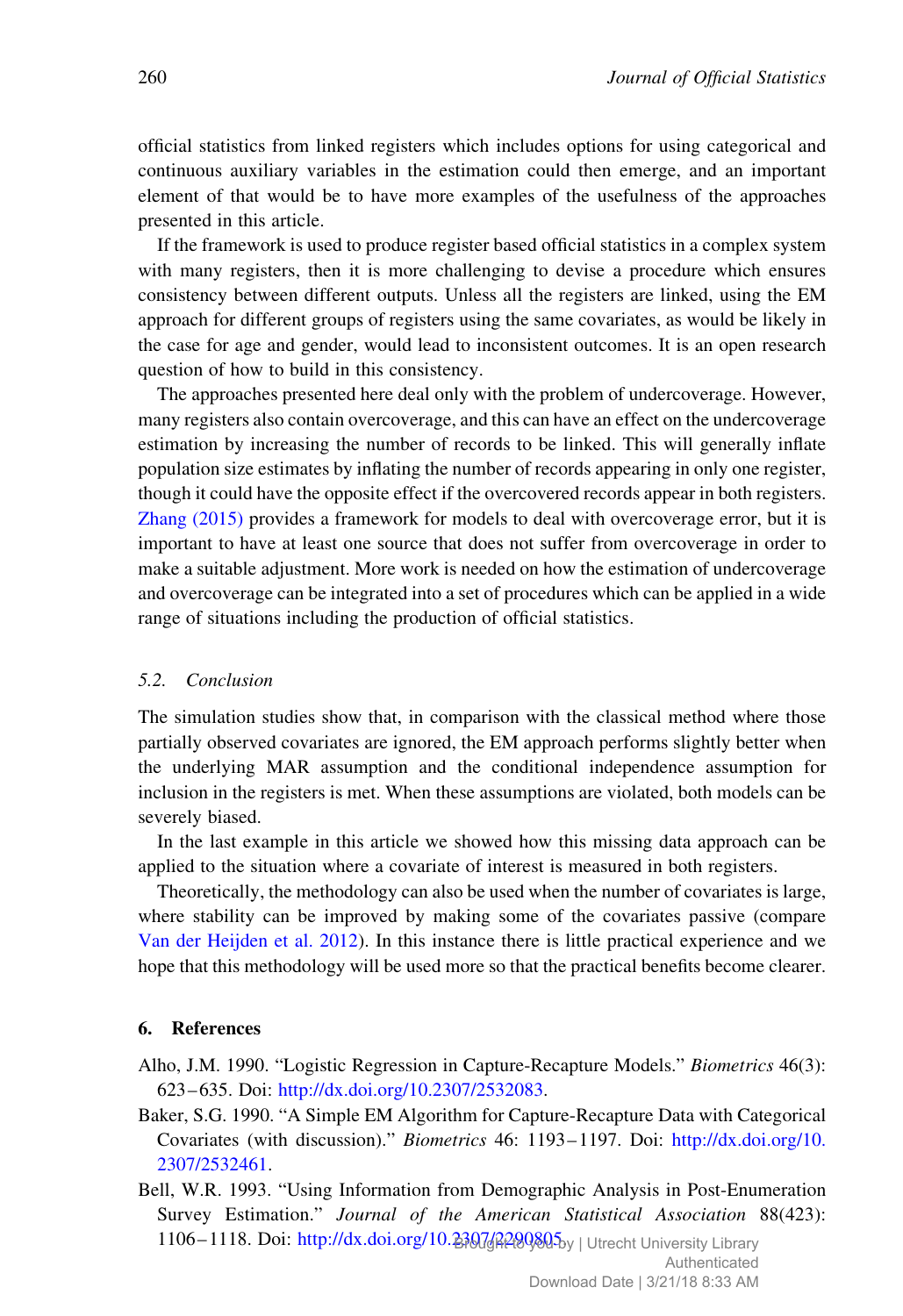official statistics from linked registers which includes options for using categorical and continuous auxiliary variables in the estimation could then emerge, and an important element of that would be to have more examples of the usefulness of the approaches presented in this article.

If the framework is used to produce register based official statistics in a complex system with many registers, then it is more challenging to devise a procedure which ensures consistency between different outputs. Unless all the registers are linked, using the EM approach for different groups of registers using the same covariates, as would be likely in the case for age and gender, would lead to inconsistent outcomes. It is an open research question of how to build in this consistency.

The approaches presented here deal only with the problem of undercoverage. However, many registers also contain overcoverage, and this can have an effect on the undercoverage estimation by increasing the number of records to be linked. This will generally inflate population size estimates by inflating the number of records appearing in only one register, though it could have the opposite effect if the overcovered records appear in both registers. Zhang (2015) provides a framework for models to deal with overcoverage error, but it is important to have at least one source that does not suffer from overcoverage in order to make a suitable adjustment. More work is needed on how the estimation of undercoverage and overcoverage can be integrated into a set of procedures which can be applied in a wide range of situations including the production of official statistics.

### 5.2. Conclusion

The simulation studies show that, in comparison with the classical method where those partially observed covariates are ignored, the EM approach performs slightly better when the underlying MAR assumption and the conditional independence assumption for inclusion in the registers is met. When these assumptions are violated, both models can be severely biased.

In the last example in this article we showed how this missing data approach can be applied to the situation where a covariate of interest is measured in both registers.

Theoretically, the methodology can also be used when the number of covariates is large, where stability can be improved by making some of the covariates passive (compare Van der Heijden et al. 2012). In this instance there is little practical experience and we hope that this methodology will be used more so that the practical benefits become clearer.

## 6. References

Alho, J.M. 1990. "Logistic Regression in Capture-Recapture Models." *Biometrics* 46(3): 623–635. Doi: http://dx.doi.org/10.2307/2532083.

Baker, S.G. 1990. "A Simple EM Algorithm for Capture-Recapture Data with Categorical Covariates (with discussion)." *Biometrics* 46: 1193–1197. Doi: http://dx.doi.org/10.2307/2532461.

Bell, W.R. 1993. "Using Information from Demographic Analysis in Post-Enumeration Survey Estimation." *Journal of the American Statistical Association* 88(423): 1106–1118. Doi: http://dx.doi.org/10.2307/2290805.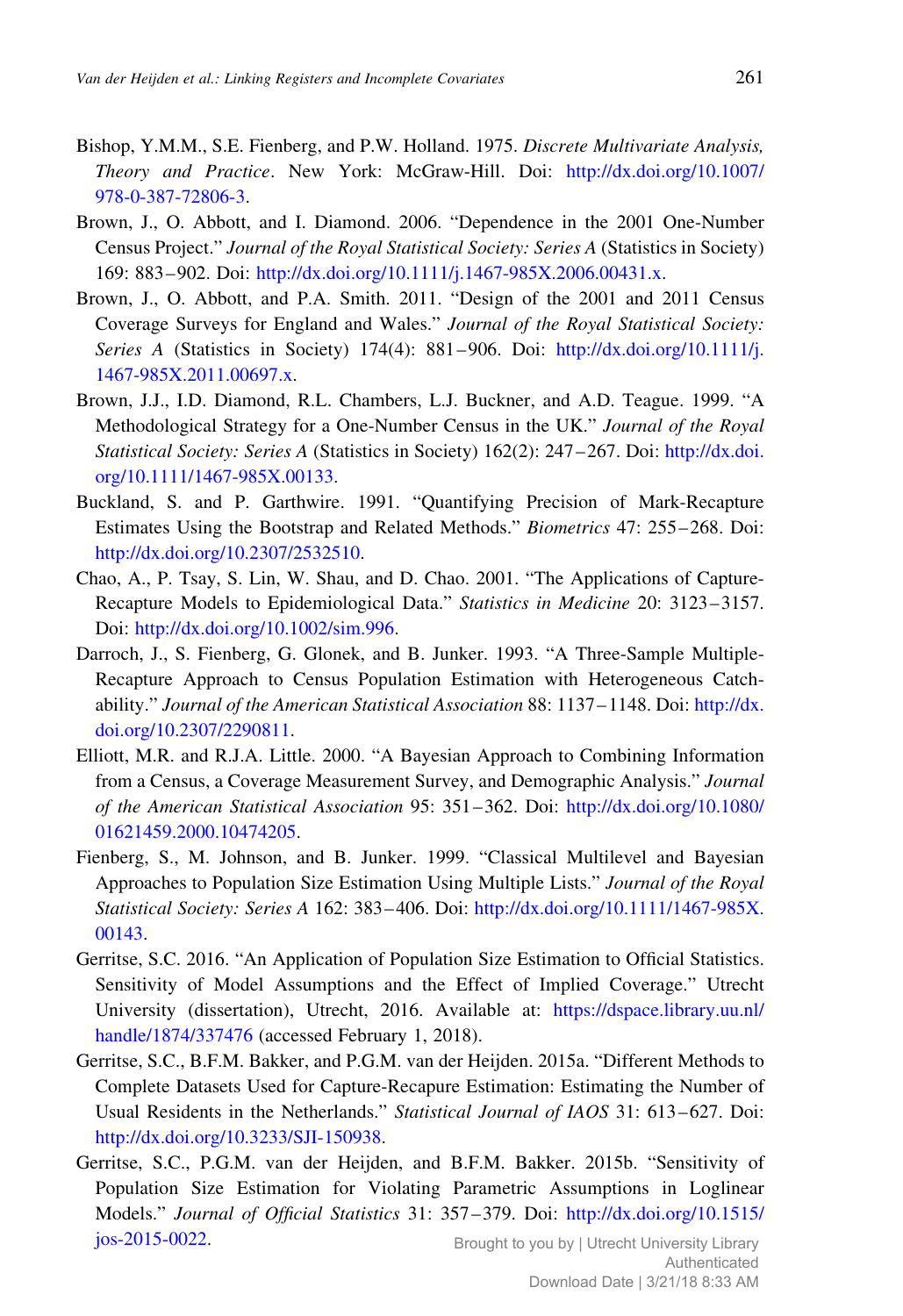Bishop, Y.M.M., S.E. Fienberg, and P.W. Holland. 1975. *Discrete Multivariate Analysis, Theory and Practice*. New York: McGraw-Hill. Doi: http://dx.doi.org/10.1007/978-0-387-72806-3.

Brown, J., O. Abbott, and I. Diamond. 2006. "Dependence in the 2001 One-Number Census Project." *Journal of the Royal Statistical Society: Series A* (Statistics in Society) 169: 883–902. Doi: http://dx.doi.org/10.1111/j.1467-985X.2006.00431.x.

Brown, J., O. Abbott, and P.A. Smith. 2011. "Design of the 2001 and 2011 Census Coverage Surveys for England and Wales." *Journal of the Royal Statistical Society: Series A* (Statistics in Society) 174(4): 881–906. Doi: http://dx.doi.org/10.1111/j.1467-985X.2011.00697.x.

Brown, J.J., I.D. Diamond, R.L. Chambers, L.J. Buckner, and A.D. Teague. 1999. "A Methodological Strategy for a One-Number Census in the UK." *Journal of the Royal Statistical Society: Series A* (Statistics in Society) 162(2): 247–267. Doi: http://dx.doi.org/10.1111/1467-985X.00133.

Buckland, S. and P. Garthwire. 1991. "Quantifying Precision of Mark-Recapture Estimates Using the Bootstrap and Related Methods." *Biometrics* 47: 255–268. Doi: http://dx.doi.org/10.2307/2532510.

Chao, A., P. Tsay, S. Lin, W. Shau, and D. Chao. 2001. "The Applications of Capture-Recapture Models to Epidemiological Data." *Statistics in Medicine* 20: 3123–3157. Doi: http://dx.doi.org/10.1002/sim.996.

Darroch, J., S. Fienberg, G. Glonek, and B. Junker. 1993. "A Three-Sample Multiple-Recapture Approach to Census Population Estimation with Heterogeneous Catchability." *Journal of the American Statistical Association* 88: 1137–1148. Doi: http://dx.doi.org/10.2307/2290811.

Elliott, M.R. and R.J.A. Little. 2000. "A Bayesian Approach to Combining Information from a Census, a Coverage Measurement Survey, and Demographic Analysis." *Journal of the American Statistical Association* 95: 351–362. Doi: http://dx.doi.org/10.1080/01621459.2000.10474205.

Fienberg, S., M. Johnson, and B. Junker. 1999. "Classical Multilevel and Bayesian Approaches to Population Size Estimation Using Multiple Lists." *Journal of the Royal Statistical Society: Series A* 162: 383–406. Doi: http://dx.doi.org/10.1111/1467-985X.00143.

Gerritse, S.C. 2016. "An Application of Population Size Estimation to Official Statistics. Sensitivity of Model Assumptions and the Effect of Implied Coverage." Utrecht University (dissertation), Utrecht, 2016. Available at: https://dspace.library.uu.nl/handle/1874/337476 (accessed February 1, 2018).

Gerritse, S.C., B.F.M. Bakker, and P.G.M. van der Heijden. 2015a. "Different Methods to Complete Datasets Used for Capture-Recapure Estimation: Estimating the Number of Usual Residents in the Netherlands." *Statistical Journal of IAOS* 31: 613–627. Doi: http://dx.doi.org/10.3233/SJI-150938.

Gerritse, S.C., P.G.M. van der Heijden, and B.F.M. Bakker. 2015b. "Sensitivity of Population Size Estimation for Violating Parametric Assumptions in Loglinear Models." *Journal of Official Statistics* 31: 357–379. Doi: http://dx.doi.org/10.1515/jos-2015-0022.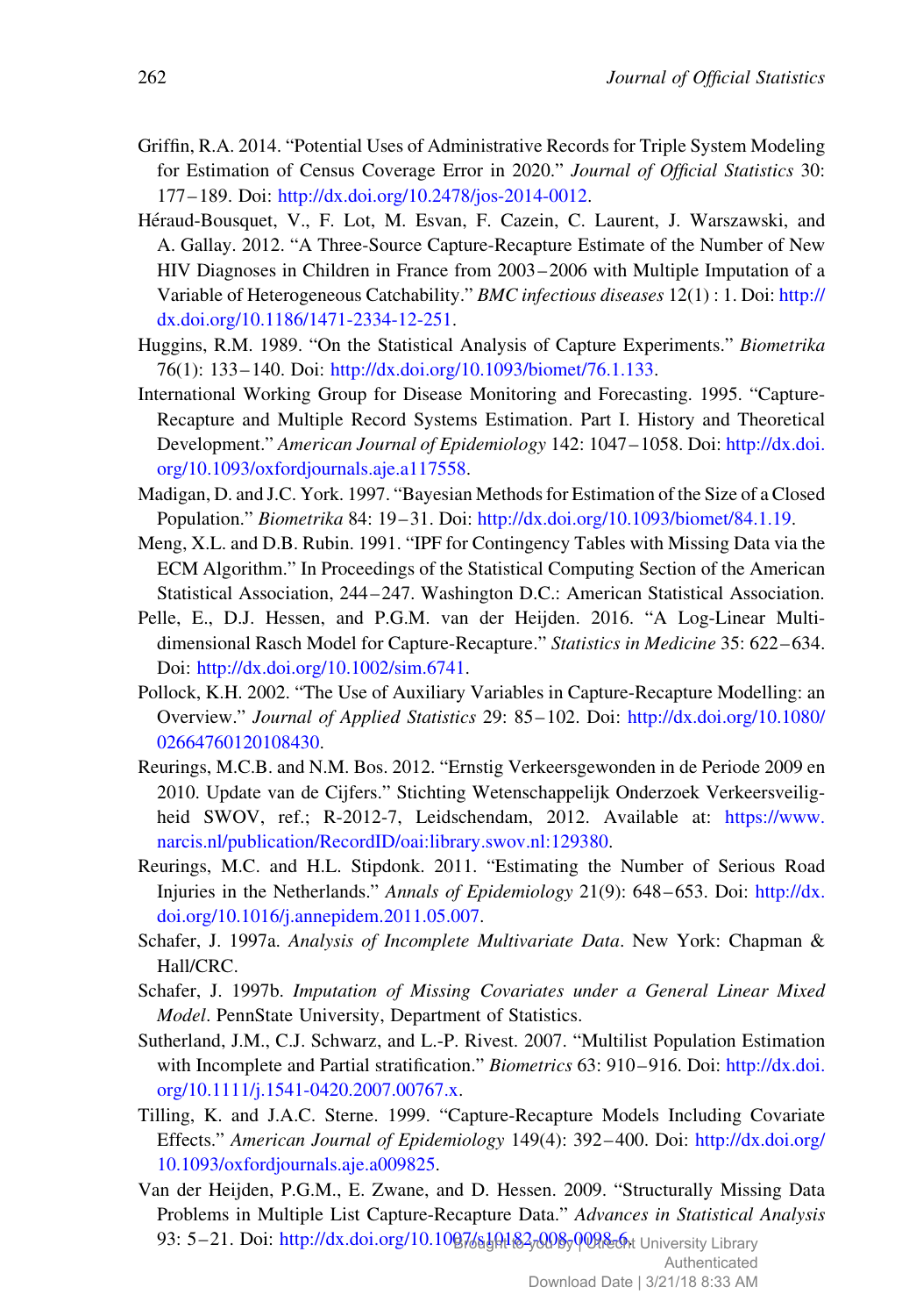Griffin, R.A. 2014. "Potential Uses of Administrative Records for Triple System Modeling for Estimation of Census Coverage Error in 2020." *Journal of Official Statistics* 30: 177–189. Doi: http://dx.doi.org/10.2478/jos-2014-0012.

Héraud-Bousquet, V., F. Lot, M. Esvan, F. Cazein, C. Laurent, J. Warszawski, and A. Gallay. 2012. "A Three-Source Capture-Recapture Estimate of the Number of New HIV Diagnoses in Children in France from 2003–2006 with Multiple Imputation of a Variable of Heterogeneous Catchability." *BMC infectious diseases* 12(1) : 1. Doi: http://dx.doi.org/10.1186/1471-2334-12-251.

Huggins, R.M. 1989. "On the Statistical Analysis of Capture Experiments." *Biometrika* 76(1): 133–140. Doi: http://dx.doi.org/10.1093/biomet/76.1.133.

International Working Group for Disease Monitoring and Forecasting. 1995. "Capture-Recapture and Multiple Record Systems Estimation. Part I. History and Theoretical Development." *American Journal of Epidemiology* 142: 1047–1058. Doi: http://dx.doi.org/10.1093/oxfordjournals.aje.a117558.

Madigan, D. and J.C. York. 1997. "Bayesian Methods for Estimation of the Size of a Closed Population." *Biometrika* 84: 19–31. Doi: http://dx.doi.org/10.1093/biomet/84.1.19.

Meng, X.L. and D.B. Rubin. 1991. "IPF for Contingency Tables with Missing Data via the ECM Algorithm." In Proceedings of the Statistical Computing Section of the American Statistical Association, 244–247. Washington D.C.: American Statistical Association.

Pelle, E., D.J. Hessen, and P.G.M. van der Heijden. 2016. "A Log-Linear Multidimensional Rasch Model for Capture-Recapture." *Statistics in Medicine* 35: 622–634. Doi: http://dx.doi.org/10.1002/sim.6741.

Pollock, K.H. 2002. "The Use of Auxiliary Variables in Capture-Recapture Modelling: an Overview." *Journal of Applied Statistics* 29: 85–102. Doi: http://dx.doi.org/10.1080/02664760120108430.

Reurings, M.C.B. and N.M. Bos. 2012. "Ernstig Verkeersgewonden in de Periode 2009 en 2010. Update van de Cijfers." Stichting Wetenschappelijk Onderzoek Verkeersveiligheid SWOV, ref.; R-2012-7, Leidschendam, 2012. Available at: https://www.narcis.nl/publication/RecordID/oai:library.swov.nl:129380.

Reurings, M.C. and H.L. Stipdonk. 2011. "Estimating the Number of Serious Road Injuries in the Netherlands." *Annals of Epidemiology* 21(9): 648–653. Doi: http://dx.doi.org/10.1016/j.annepidem.2011.05.007.

Schafer, J. 1997a. *Analysis of Incomplete Multivariate Data*. New York: Chapman & Hall/CRC.

Schafer, J. 1997b. *Imputation of Missing Covariates under a General Linear Mixed Model*. PennState University, Department of Statistics.

Sutherland, J.M., C.J. Schwarz, and L.-P. Rivest. 2007. "Multilist Population Estimation with Incomplete and Partial stratification." *Biometrics* 63: 910–916. Doi: http://dx.doi.org/10.1111/j.1541-0420.2007.00767.x.

Tilling, K. and J.A.C. Sterne. 1999. "Capture-Recapture Models Including Covariate Effects." *American Journal of Epidemiology* 149(4): 392–400. Doi: http://dx.doi.org/10.1093/oxfordjournals.aje.a009825.

Van der Heijden, P.G.M., E. Zwane, and D. Hessen. 2009. "Structurally Missing Data Problems in Multiple List Capture-Recapture Data." *Advances in Statistical Analysis* 93: 5–21. Doi: http://dx.doi.org/10.1007/s10182-008-0098-6.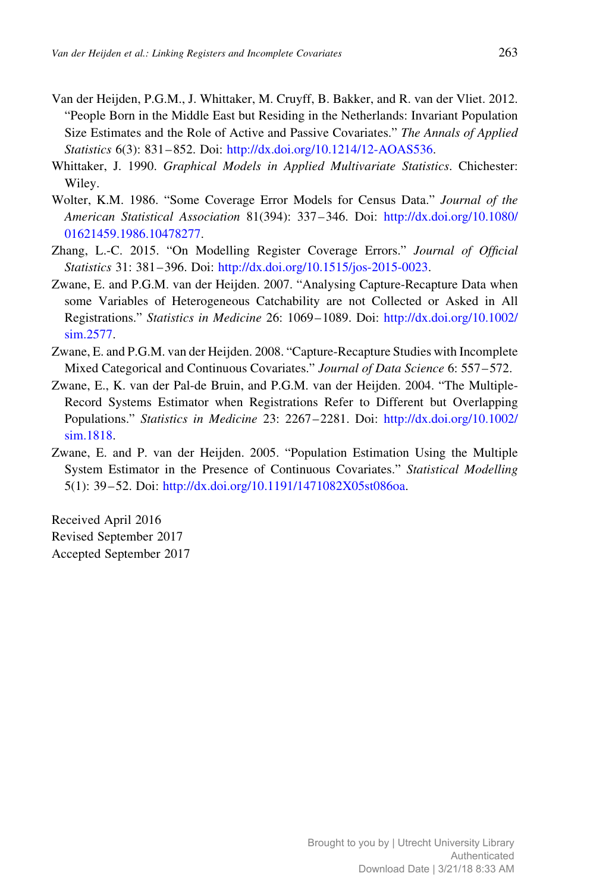Van der Heijden, P.G.M., J. Whittaker, M. Cruyff, B. Bakker, and R. van der Vliet. 2012. "People Born in the Middle East but Residing in the Netherlands: Invariant Population Size Estimates and the Role of Active and Passive Covariates." *The Annals of Applied Statistics* 6(3): 831–852. Doi: http://dx.doi.org/10.1214/12-AOAS536.

Whittaker, J. 1990. *Graphical Models in Applied Multivariate Statistics*. Chichester: Wiley.

Wolter, K.M. 1986. "Some Coverage Error Models for Census Data." *Journal of the American Statistical Association* 81(394): 337–346. Doi: http://dx.doi.org/10.1080/01621459.1986.10478277.

Zhang, L.-C. 2015. "On Modelling Register Coverage Errors." *Journal of Official Statistics* 31: 381–396. Doi: http://dx.doi.org/10.1515/jos-2015-0023.

Zwane, E. and P.G.M. van der Heijden. 2007. "Analysing Capture-Recapture Data when some Variables of Heterogeneous Catchability are not Collected or Asked in All Registrations." *Statistics in Medicine* 26: 1069–1089. Doi: http://dx.doi.org/10.1002/sim.2577.

Zwane, E. and P.G.M. van der Heijden. 2008. "Capture-Recapture Studies with Incomplete Mixed Categorical and Continuous Covariates." *Journal of Data Science* 6: 557–572.

Zwane, E., K. van der Pal-de Bruin, and P.G.M. van der Heijden. 2004. "The Multiple-Record Systems Estimator when Registrations Refer to Different but Overlapping Populations." *Statistics in Medicine* 23: 2267–2281. Doi: http://dx.doi.org/10.1002/sim.1818.

Zwane, E. and P. van der Heijden. 2005. "Population Estimation Using the Multiple System Estimator in the Presence of Continuous Covariates." *Statistical Modelling* 5(1): 39–52. Doi: http://dx.doi.org/10.1191/1471082X05st086oa.

Received April 2016
Revised September 2017
Accepted September 2017